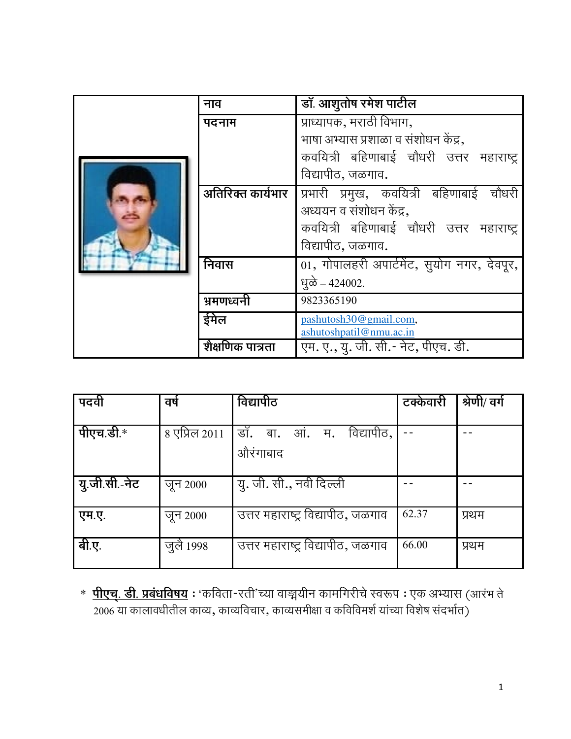| नाव | डॉ. आशुतोष रमेश पाटील |
|---|---|
| पदनाम | प्राध्यापक, मराठी विभाग, भाषा अभ्यास प्रशाळा व संशोधन केंद्र, कवयित्री बहिणाबाई चौधरी उत्तर महाराष्ट्र विद्यापीठ, जळगाव. |
| अतिरिक्त कार्यभार | प्रभारी प्रमुख, कवयित्री बहिणाबाई चौधरी अध्ययन व संशोधन केंद्र, कवयित्री बहिणाबाई चौधरी उत्तर महाराष्ट्र विद्यापीठ, जळगाव. |
| निवास | 01, गोपालहरी अपार्टमेंट, सुयोग नगर, देवपूर, धुळे – 424002. |
| भ्रमणध्वनी | 9823365190 |
| ईमेल | pashutosh30@gmail.com, ashutoshpatil@nmu.ac.in |
| शैक्षणिक पात्रता | एम. ए., यु. जी. सी.- नेट, पीएच. डी. |

| पदवी | वर्ष | विद्यापीठ | टक्केवारी | श्रेणी/ वर्ग |
|---|---|---|---|---|
| पीएच.डी.* | 8 एप्रिल 2011 | डॉ. बा. आं. म. विद्यापीठ, औरंगाबाद | -- | -- |
| यु.जी.सी.-नेट | जून 2000 | यु. जी. सी., नवी दिल्ली | -- | -- |
| एम.ए. | जून 2000 | उत्तर महाराष्ट्र विद्यापीठ, जळगाव | 62.37 | प्रथम |
| बी.ए. | जुलै 1998 | उत्तर महाराष्ट्र विद्यापीठ, जळगाव | 66.00 | प्रथम |

* **पीएच. डी. प्रबंधविषय :** 'कविता-रती'च्या वाङ्मयीन कामगिरीचे स्वरूप : एक अभ्यास (आरंभ ते 2006 या कालावधीतील काव्य, काव्यविचार, काव्यसमीक्षा व कविविमर्श यांच्या विशेष संदर्भात)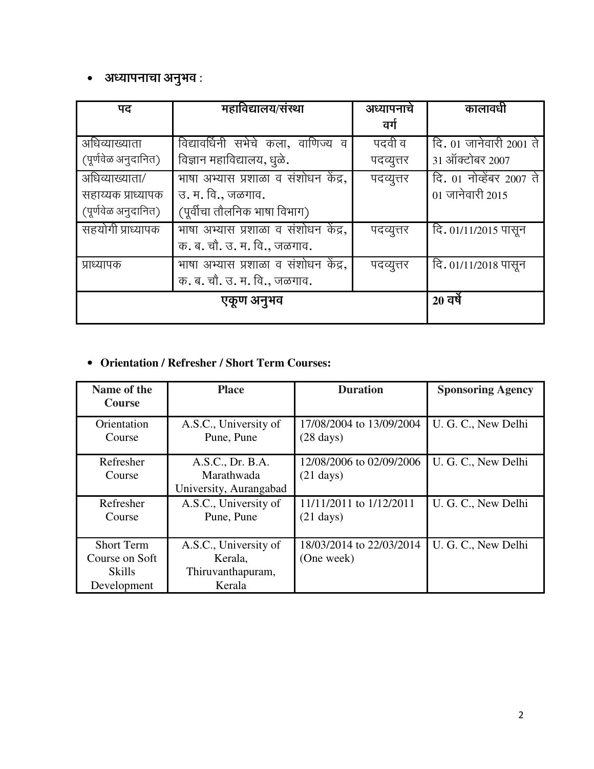- **अध्यापनाचा अनुभव** :

| पद | महाविद्यालय/संस्था | अध्यापनाचे वर्ग | कालावधी |
|---|---|---|---|
| अधिव्याख्याता (पूर्णवेळ अनुदानित) | विद्यावर्धिनी सभेचे कला, वाणिज्य व विज्ञान महाविद्यालय, धुळे. | पदवी व पदव्युत्तर | दि. 01 जानेवारी 2001 ते 31 ऑक्टोबर 2007 |
| अधिव्याख्याता/ सहाय्यक प्राध्यापक (पूर्णवेळ अनुदानित) | भाषा अभ्यास प्रशाळा व संशोधन केंद्र, उ. म. वि., जळगाव. (पूर्वीचा तौलनिक भाषा विभाग) | पदव्युत्तर | दि. 01 नोव्हेंबर 2007 ते 01 जानेवारी 2015 |
| सहयोगी प्राध्यापक | भाषा अभ्यास प्रशाळा व संशोधन केंद्र, क. ब. चौ. उ. म. वि., जळगाव. | पदव्युत्तर | दि. 01/11/2015 पासून |
| प्राध्यापक | भाषा अभ्यास प्रशाळा व संशोधन केंद्र, क. ब. चौ. उ. म. वि., जळगाव. | पदव्युत्तर | दि. 01/11/2018 पासून |
| एकूण अनुभव | | | **20 वर्षे** |

- **Orientation / Refresher / Short Term Courses:**

| Name of the Course | Place | Duration | Sponsoring Agency |
|---|---|---|---|
| Orientation Course | A.S.C., University of Pune, Pune | 17/08/2004 to 13/09/2004 (28 days) | U. G. C., New Delhi |
| Refresher Course | A.S.C., Dr. B.A. Marathwada University, Aurangabad | 12/08/2006 to 02/09/2006 (21 days) | U. G. C., New Delhi |
| Refresher Course | A.S.C., University of Pune, Pune | 11/11/2011 to 1/12/2011 (21 days) | U. G. C., New Delhi |
| Short Term Course on Soft Skills Development | A.S.C., University of Kerala, Thiruvanthapuram, Kerala | 18/03/2014 to 22/03/2014 (One week) | U. G. C., New Delhi |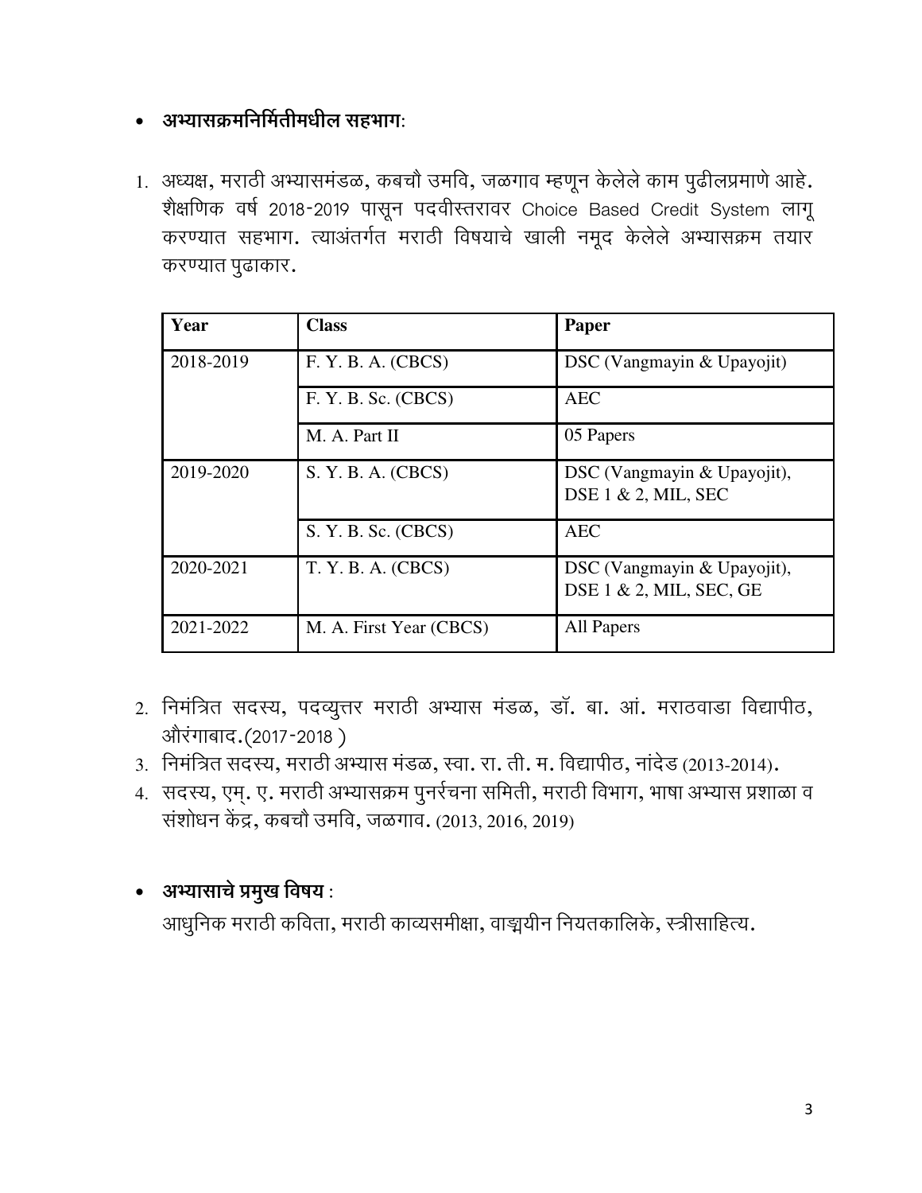- **अभ्यासक्रमनिर्मितीमधील सहभाग:**

1. अध्यक्ष, मराठी अभ्यासमंडळ, कबचौ उमवि, जळगाव म्हणून केलेले काम पुढीलप्रमाणे आहे. शैक्षणिक वर्ष 2018-2019 पासून पदवीस्तरावर Choice Based Credit System लागू करण्यात सहभाग. त्याअंतर्गत मराठी विषयाचे खाली नमूद केलेले अभ्यासक्रम तयार करण्यात पुढाकार.

| Year | Class | Paper |
|---|---|---|
| 2018-2019 | F. Y. B. A. (CBCS) | DSC (Vangmayin & Upayojit) |
| | F. Y. B. Sc. (CBCS) | AEC |
| | M. A. Part II | 05 Papers |
| 2019-2020 | S. Y. B. A. (CBCS) | DSC (Vangmayin & Upayojit), DSE 1 & 2, MIL, SEC |
| | S. Y. B. Sc. (CBCS) | AEC |
| 2020-2021 | T. Y. B. A. (CBCS) | DSC (Vangmayin & Upayojit), DSE 1 & 2, MIL, SEC, GE |
| 2021-2022 | M. A. First Year (CBCS) | All Papers |

2. निमंत्रित सदस्य, पदव्युत्तर मराठी अभ्यास मंडळ, डॉ. बा. आं. मराठवाडा विद्यापीठ, औरंगाबाद.(2017-2018 )
3. निमंत्रित सदस्य, मराठी अभ्यास मंडळ, स्वा. रा. ती. म. विद्यापीठ, नांदेड (2013-2014).
4. सदस्य, एम्. ए. मराठी अभ्यासक्रम पुनर्रचना समिती, मराठी विभाग, भाषा अभ्यास प्रशाळा व संशोधन केंद्र, कबचौ उमवि, जळगाव. (2013, 2016, 2019)

- **अभ्यासाचे प्रमुख विषय** :

  आधुनिक मराठी कविता, मराठी काव्यसमीक्षा, वाङ्मयीन नियतकालिके, स्त्रीसाहित्य.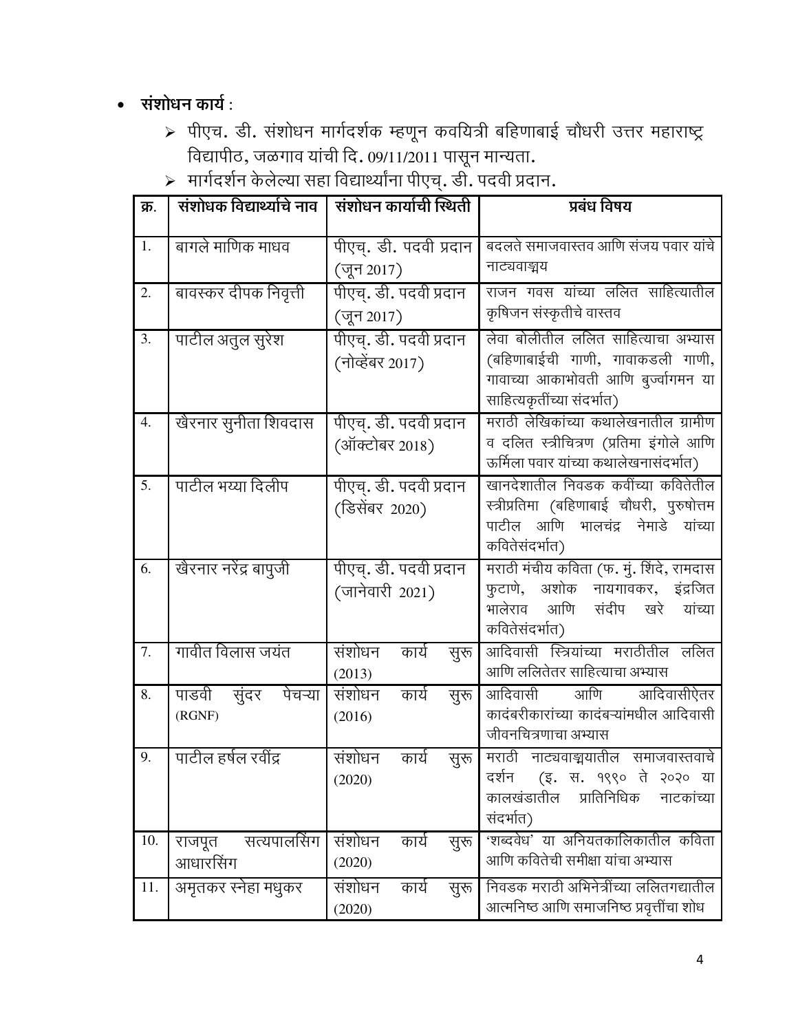- **संशोधन कार्य** :
  - पीएच. डी. संशोधन मार्गदर्शक म्हणून कवयित्री बहिणाबाई चौधरी उत्तर महाराष्ट्र विद्यापीठ, जळगाव यांची दि. 09/11/2011 पासून मान्यता.
  - मार्गदर्शन केलेल्या सहा विद्यार्थ्यांना पीएच्. डी. पदवी प्रदान.

| क्र. | संशोधक विद्यार्थ्याचे नाव | संशोधन कार्याची स्थिती | प्रबंध विषय |
|---|---|---|---|
| 1. | बागले माणिक माधव | पीएच्. डी. पदवी प्रदान (जून 2017) | बदलते समाजवास्तव आणि संजय पवार यांचे नाट्यवाङ्मय |
| 2. | बावस्कर दीपक निवृत्ती | पीएच्. डी. पदवी प्रदान (जून 2017) | राजन गवस यांच्या ललित साहित्यातील कृषिजन संस्कृतीचे वास्तव |
| 3. | पाटील अतुल सुरेश | पीएच्. डी. पदवी प्रदान (नोव्हेंबर 2017) | लेवा बोलीतील ललित साहित्याचा अभ्यास (बहिणाबाईची गाणी, गावाकडली गाणी, गावाच्या आकाभोवती आणि बुर्ज्वागमन या साहित्यकृतींच्या संदर्भात) |
| 4. | खैरनार सुनीता शिवदास | पीएच्. डी. पदवी प्रदान (ऑक्टोबर 2018) | मराठी लेखिकांच्या कथालेखनातील ग्रामीण व दलित स्त्रीचित्रण (प्रतिमा इंगोले आणि ऊर्मिला पवार यांच्या कथालेखनासंदर्भात) |
| 5. | पाटील भय्या दिलीप | पीएच्. डी. पदवी प्रदान (डिसेंबर 2020) | खानदेशातील निवडक कवींच्या कवितेतील स्त्रीप्रतिमा (बहिणाबाई चौधरी, पुरुषोत्तम पाटील आणि भालचंद्र नेमाडे यांच्या कवितेसंदर्भात) |
| 6. | खैरनार नरेंद्र बापुजी | पीएच्. डी. पदवी प्रदान (जानेवारी 2021) | मराठी मंचीय कविता (फ. मुं. शिंदे, रामदास फुटाणे, अशोक नायगावकर, इंद्रजित भालेराव आणि संदीप खरे यांच्या कवितेसंदर्भात) |
| 7. | गावीत विलास जयंत | संशोधन कार्य सुरू (2013) | आदिवासी स्त्रियांच्या मराठीतील ललित आणि ललितेतर साहित्याचा अभ्यास |
| 8. | पाडवी सुंदर पेचऱ्या (RGNF) | संशोधन कार्य सुरू (2016) | आदिवासी आणि आदिवासीऐतर कादंबरीकारांच्या कादंबऱ्यांमधील आदिवासी जीवनचित्रणाचा अभ्यास |
| 9. | पाटील हर्षल रवींद्र | संशोधन कार्य सुरू (2020) | मराठी नाट्यवाङ्मयातील समाजवास्तवाचे दर्शन (इ. स. १९९० ते २०२० या कालखंडातील प्रातिनिधिक नाटकांच्या संदर्भात) |
| 10. | राजपूत सत्यपालसिंग आधारसिंग | संशोधन कार्य सुरू (2020) | 'शब्दवेध' या अनियतकालिकातील कविता आणि कवितेची समीक्षा यांचा अभ्यास |
| 11. | अमृतकर स्नेहा मधुकर | संशोधन कार्य सुरू (2020) | निवडक मराठी अभिनेत्रींच्या ललितगद्यातील आत्मनिष्ठ आणि समाजनिष्ठ प्रवृत्तींचा शोध |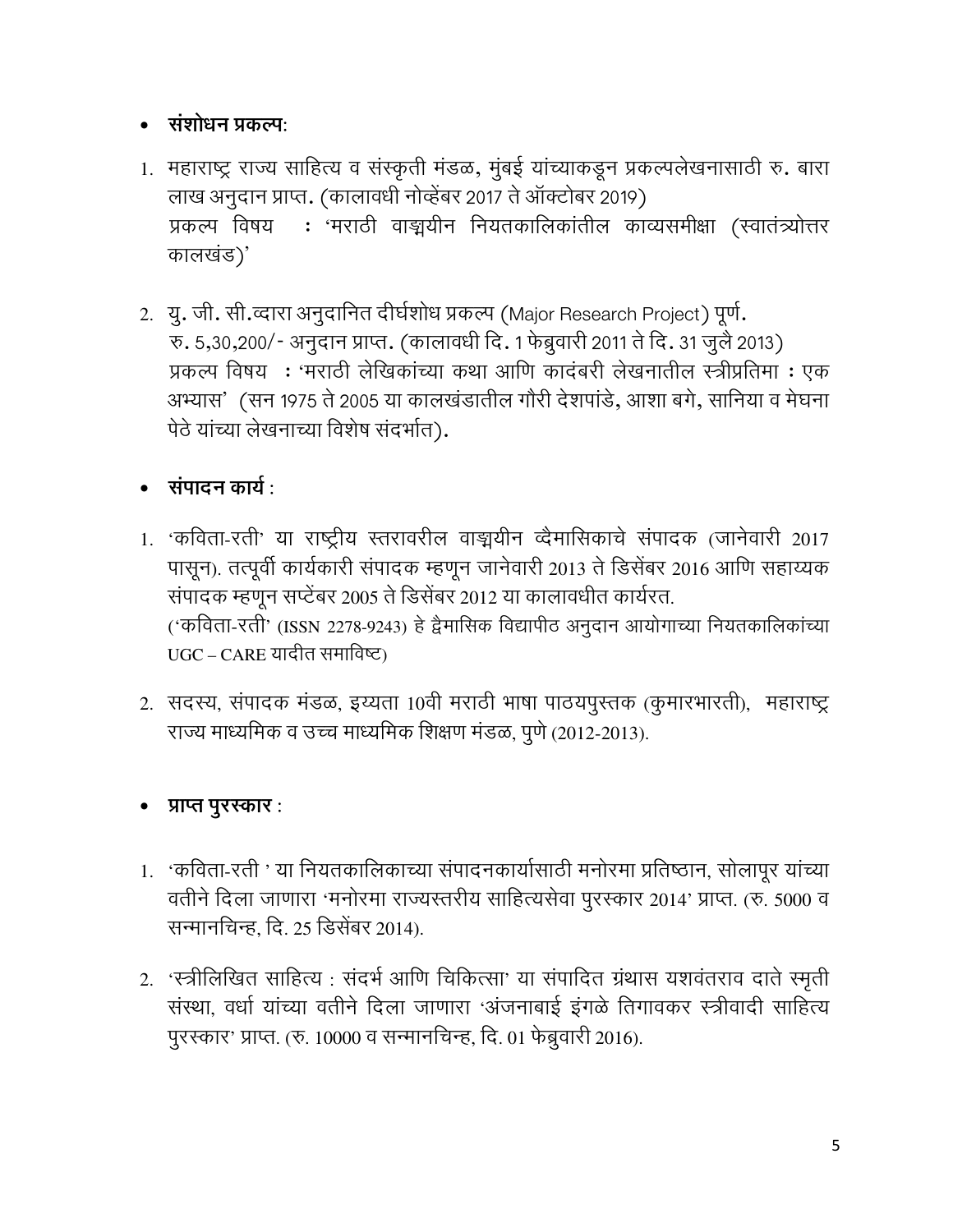- **संशोधन प्रकल्प:**

1. महाराष्ट्र राज्य साहित्य व संस्कृती मंडळ, मुंबई यांच्याकडून प्रकल्पलेखनासाठी रु. बारा लाख अनुदान प्राप्त. (कालावधी नोव्हेंबर 2017 ते ऑक्टोबर 2019)
   प्रकल्प विषय : 'मराठी वाङ्मयीन नियतकालिकांतील काव्यसमीक्षा (स्वातंत्र्योत्तर कालखंड)'

2. यु. जी. सी.व्दारा अनुदानित दीर्घशोध प्रकल्प (Major Research Project) पूर्ण.
   रु. 5,30,200/- अनुदान प्राप्त. (कालावधी दि. 1 फेब्रुवारी 2011 ते दि. 31 जुलै 2013)
   प्रकल्प विषय : 'मराठी लेखिकांच्या कथा आणि कादंबरी लेखनातील स्त्रीप्रतिमा : एक अभ्यास' (सन 1975 ते 2005 या कालखंडातील गौरी देशपांडे, आशा बगे, सानिया व मेघना पेठे यांच्या लेखनाच्या विशेष संदर्भात).

- **संपादन कार्य** :

1. 'कविता-रती' या राष्ट्रीय स्तरावरील वाङ्मयीन व्दैमासिकाचे संपादक (जानेवारी 2017 पासून). तत्पूर्वी कार्यकारी संपादक म्हणून जानेवारी 2013 ते डिसेंबर 2016 आणि सहाय्यक संपादक म्हणून सप्टेंबर 2005 ते डिसेंबर 2012 या कालावधीत कार्यरत.
   ('कविता-रती' (ISSN 2278-9243) हे द्वैमासिक विद्यापीठ अनुदान आयोगाच्या नियतकालिकांच्या UGC – CARE यादीत समाविष्ट)

2. सदस्य, संपादक मंडळ, इय्यता 10वी मराठी भाषा पाठयपुस्तक (कुमारभारती), महाराष्ट्र राज्य माध्यमिक व उच्च माध्यमिक शिक्षण मंडळ, पुणे (2012-2013).

- **प्राप्त पुरस्कार** :

1. 'कविता-रती ' या नियतकालिकाच्या संपादनकार्यासाठी मनोरमा प्रतिष्ठान, सोलापूर यांच्या वतीने दिला जाणारा 'मनोरमा राज्यस्तरीय साहित्यसेवा पुरस्कार 2014' प्राप्त. (रु. 5000 व सन्मानचिन्ह, दि. 25 डिसेंबर 2014).

2. 'स्त्रीलिखित साहित्य : संदर्भ आणि चिकित्सा' या संपादित ग्रंथास यशवंतराव दाते स्मृती संस्था, वर्धा यांच्या वतीने दिला जाणारा 'अंजनाबाई इंगळे तिगावकर स्त्रीवादी साहित्य पुरस्कार' प्राप्त. (रु. 10000 व सन्मानचिन्ह, दि. 01 फेब्रुवारी 2016).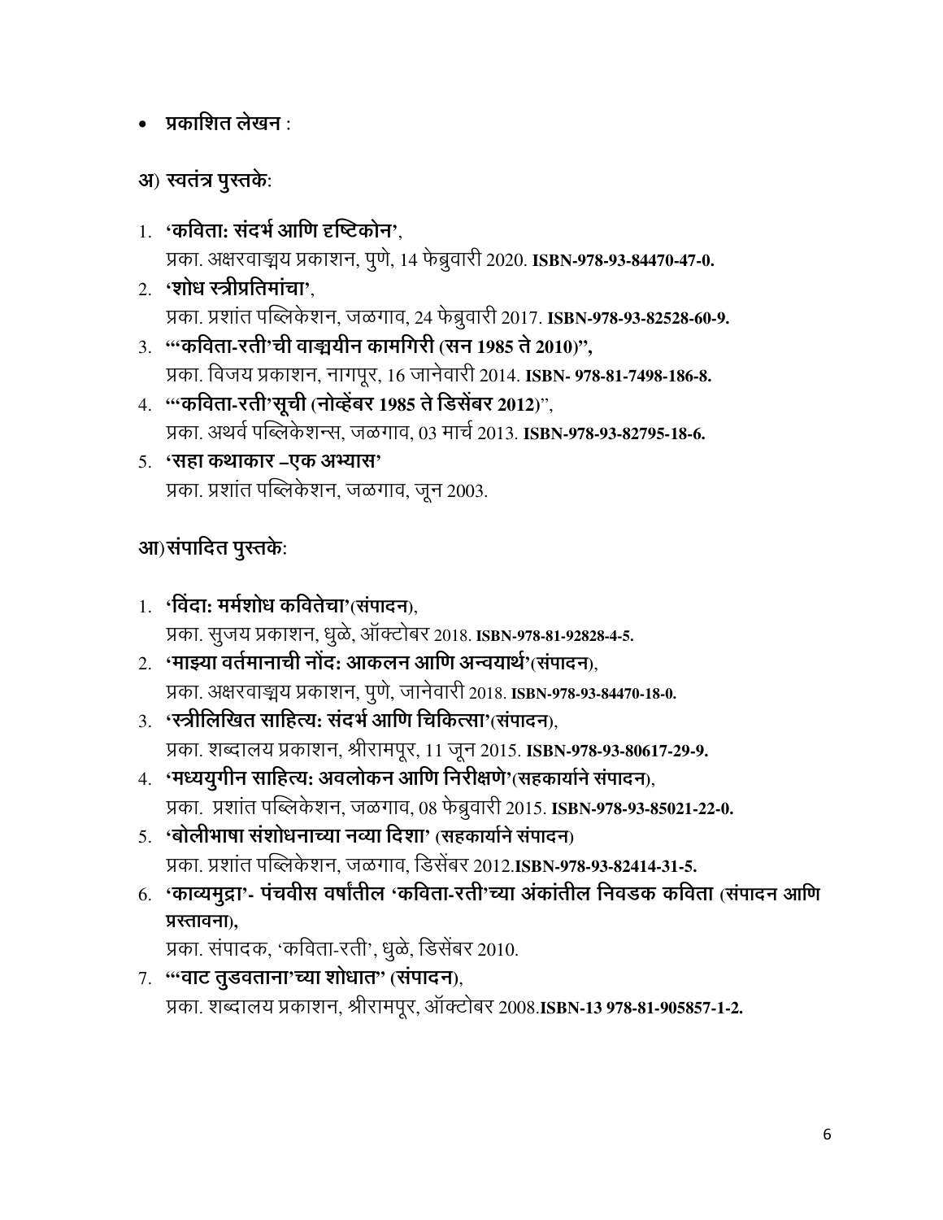- **प्रकाशित लेखन** :

**अ) स्वतंत्र पुस्तके:**

1. **'कविता: संदर्भ आणि दृष्टिकोन'**,
   प्रका. अक्षरवाङ्मय प्रकाशन, पुणे, 14 फेब्रुवारी 2020. **ISBN-978-93-84470-47-0.**
2. **'शोध स्त्रीप्रतिमांचा'**,
   प्रका. प्रशांत पब्लिकेशन, जळगाव, 24 फेब्रुवारी 2017. **ISBN-978-93-82528-60-9.**
3. **"'कविता-रती'ची वाङ्मयीन कामगिरी (सन 1985 ते 2010)",**
   प्रका. विजय प्रकाशन, नागपूर, 16 जानेवारी 2014. **ISBN- 978-81-7498-186-8.**
4. **"'कविता-रती'सूची (नोव्हेंबर 1985 ते डिसेंबर 2012**)",
   प्रका. अथर्व पब्लिकेशन्स, जळगाव, 03 मार्च 2013. **ISBN-978-93-82795-18-6.**
5. **'सहा कथाकार –एक अभ्यास'**
   प्रका. प्रशांत पब्लिकेशन, जळगाव, जून 2003.

**आ)संपादित पुस्तके:**

1. **'विंदा: मर्मशोध कवितेचा'(संपादन)**,
   प्रका. सुजय प्रकाशन, धुळे, ऑक्टोबर 2018. **ISBN-978-81-92828-4-5.**
2. **'माझ्या वर्तमानाची नोंद: आकलन आणि अन्वयार्थ'(संपादन)**,
   प्रका. अक्षरवाङ्मय प्रकाशन, पुणे, जानेवारी 2018. **ISBN-978-93-84470-18-0.**
3. **'स्त्रीलिखित साहित्य: संदर्भ आणि चिकित्सा'(संपादन)**,
   प्रका. शब्दालय प्रकाशन, श्रीरामपूर, 11 जून 2015. **ISBN-978-93-80617-29-9.**
4. **'मध्ययुगीन साहित्य: अवलोकन आणि निरीक्षणे'(सहकार्याने संपादन)**,
   प्रका.  प्रशांत पब्लिकेशन, जळगाव, 08 फेब्रुवारी 2015. **ISBN-978-93-85021-22-0.**
5. **'बोलीभाषा संशोधनाच्या नव्या दिशा' (सहकार्याने संपादन)**
   प्रका. प्रशांत पब्लिकेशन, जळगाव, डिसेंबर 2012.**ISBN-978-93-82414-31-5.**
6. **'काव्यमुद्रा'- पंचवीस वर्षांतील 'कविता-रती'च्या अंकांतील निवडक कविता (संपादन आणि प्रस्तावना),**
   प्रका. संपादक, 'कविता-रती', धुळे, डिसेंबर 2010.
7. **"'वाट तुडवताना'च्या शोधात" (संपादन)**,
   प्रका. शब्दालय प्रकाशन, श्रीरामपूर, ऑक्टोबर 2008.**ISBN-13 978-81-905857-1-2.**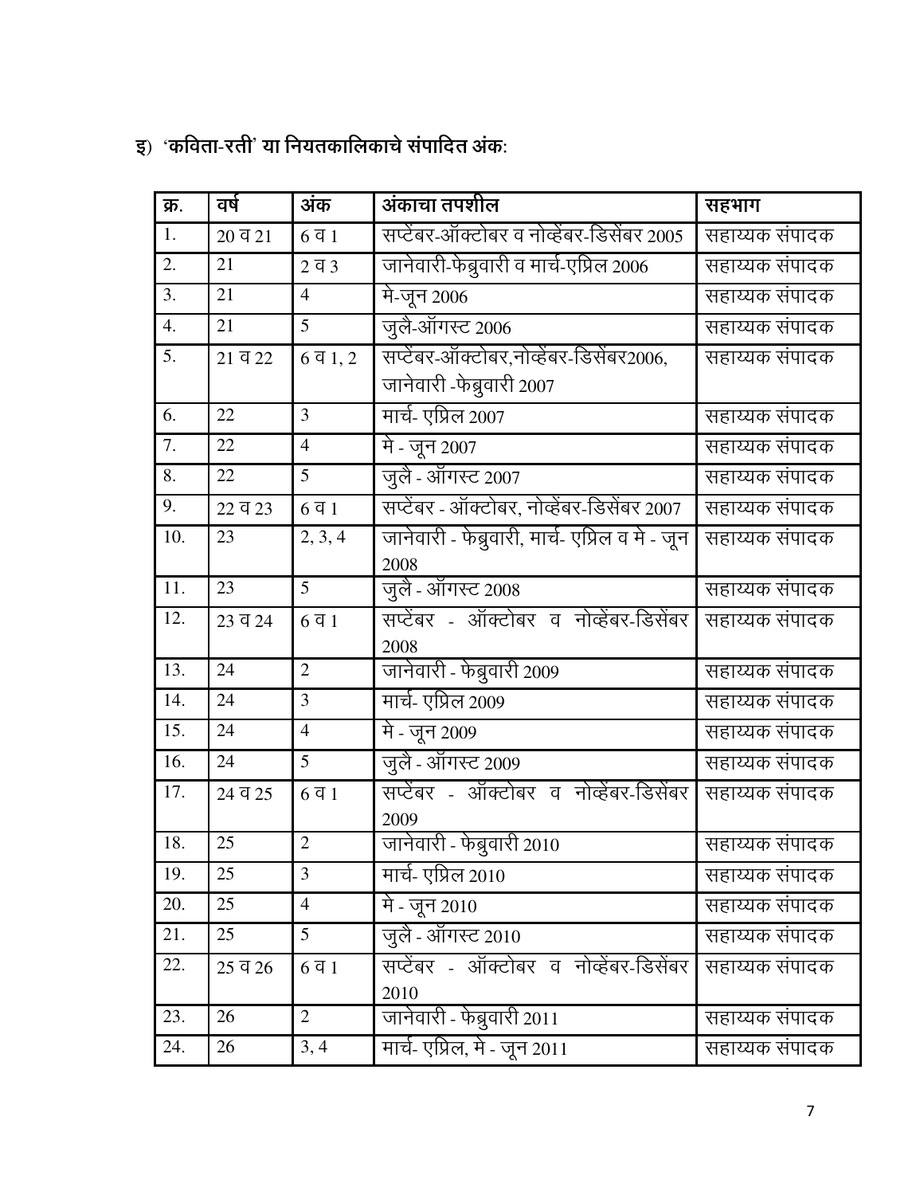इ) 'कविता-रती' या नियतकालिकाचे संपादित अंक:

| क्र. | वर्ष | अंक | अंकाचा तपशील | सहभाग |
|---|---|---|---|---|
| 1. | 20 व 21 | 6 व 1 | सप्टेंबर-ऑक्टोबर व नोव्हेंबर-डिसेंबर 2005 | सहाय्यक संपादक |
| 2. | 21 | 2 व 3 | जानेवारी-फेब्रुवारी व मार्च-एप्रिल 2006 | सहाय्यक संपादक |
| 3. | 21 | 4 | मे-जून 2006 | सहाय्यक संपादक |
| 4. | 21 | 5 | जुलै-ऑगस्ट 2006 | सहाय्यक संपादक |
| 5. | 21 व 22 | 6 व 1, 2 | सप्टेंबर-ऑक्टोबर,नोव्हेंबर-डिसेंबर2006, जानेवारी -फेब्रुवारी 2007 | सहाय्यक संपादक |
| 6. | 22 | 3 | मार्च- एप्रिल 2007 | सहाय्यक संपादक |
| 7. | 22 | 4 | मे - जून 2007 | सहाय्यक संपादक |
| 8. | 22 | 5 | जुलै - ऑगस्ट 2007 | सहाय्यक संपादक |
| 9. | 22 व 23 | 6 व 1 | सप्टेंबर - ऑक्टोबर, नोव्हेंबर-डिसेंबर 2007 | सहाय्यक संपादक |
| 10. | 23 | 2, 3, 4 | जानेवारी - फेब्रुवारी, मार्च- एप्रिल व मे - जून 2008 | सहाय्यक संपादक |
| 11. | 23 | 5 | जुलै - ऑगस्ट 2008 | सहाय्यक संपादक |
| 12. | 23 व 24 | 6 व 1 | सप्टेंबर - ऑक्टोबर व नोव्हेंबर-डिसेंबर 2008 | सहाय्यक संपादक |
| 13. | 24 | 2 | जानेवारी - फेब्रुवारी 2009 | सहाय्यक संपादक |
| 14. | 24 | 3 | मार्च- एप्रिल 2009 | सहाय्यक संपादक |
| 15. | 24 | 4 | मे - जून 2009 | सहाय्यक संपादक |
| 16. | 24 | 5 | जुलै - ऑगस्ट 2009 | सहाय्यक संपादक |
| 17. | 24 व 25 | 6 व 1 | सप्टेंबर - ऑक्टोबर व नोव्हेंबर-डिसेंबर 2009 | सहाय्यक संपादक |
| 18. | 25 | 2 | जानेवारी - फेब्रुवारी 2010 | सहाय्यक संपादक |
| 19. | 25 | 3 | मार्च- एप्रिल 2010 | सहाय्यक संपादक |
| 20. | 25 | 4 | मे - जून 2010 | सहाय्यक संपादक |
| 21. | 25 | 5 | जुलै - ऑगस्ट 2010 | सहाय्यक संपादक |
| 22. | 25 व 26 | 6 व 1 | सप्टेंबर - ऑक्टोबर व नोव्हेंबर-डिसेंबर 2010 | सहाय्यक संपादक |
| 23. | 26 | 2 | जानेवारी - फेब्रुवारी 2011 | सहाय्यक संपादक |
| 24. | 26 | 3, 4 | मार्च- एप्रिल, मे - जून 2011 | सहाय्यक संपादक |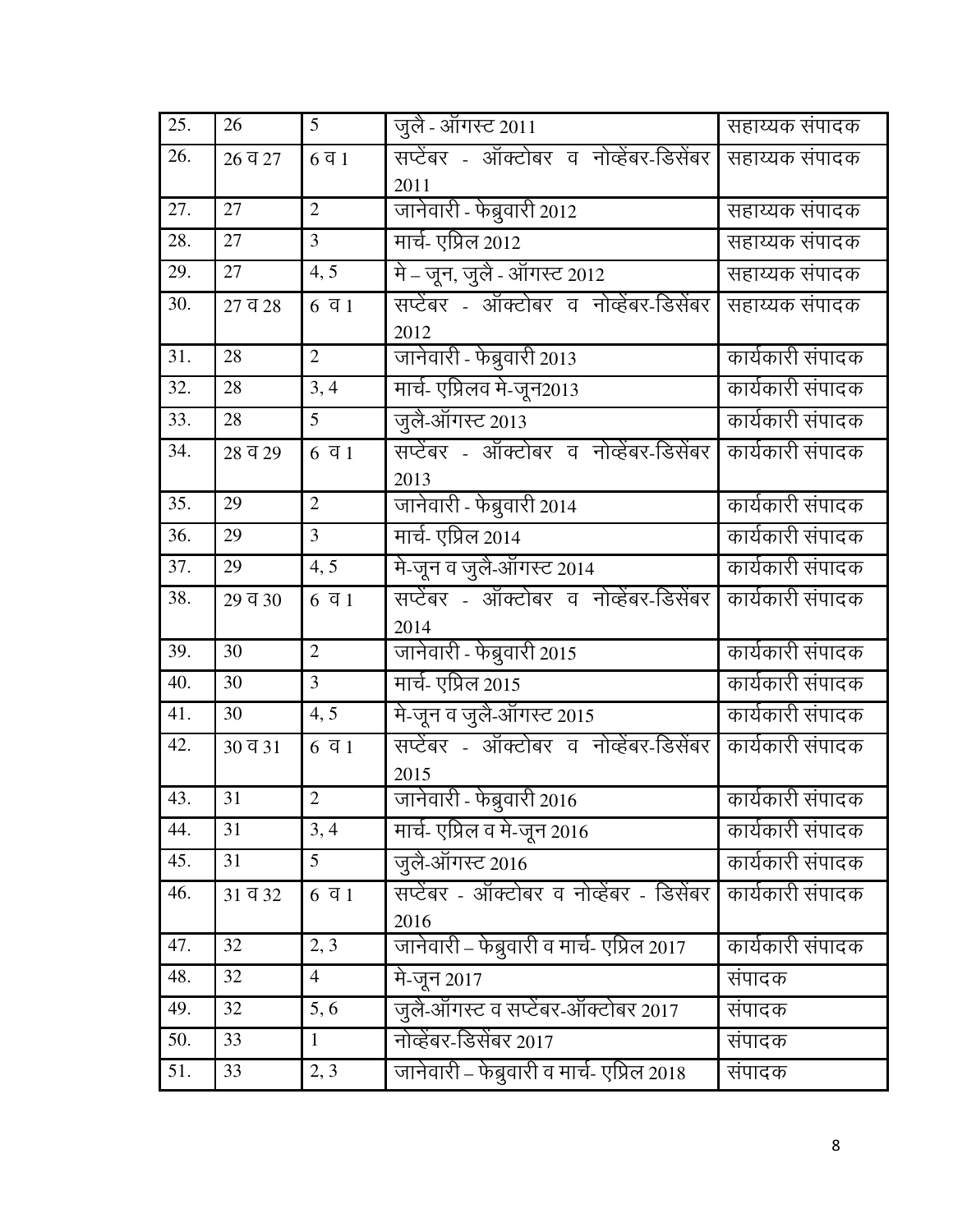| 25. | 26 | 5 | जुलै - ऑगस्ट 2011 | सहाय्यक संपादक |
|---|---|---|---|---|
| 26. | 26 व 27 | 6 व 1 | सप्टेंबर - ऑक्टोबर व नोव्हेंबर-डिसेंबर 2011 | सहाय्यक संपादक |
| 27. | 27 | 2 | जानेवारी - फेब्रुवारी 2012 | सहाय्यक संपादक |
| 28. | 27 | 3 | मार्च- एप्रिल 2012 | सहाय्यक संपादक |
| 29. | 27 | 4, 5 | मे – जून, जुलै - ऑगस्ट 2012 | सहाय्यक संपादक |
| 30. | 27 व 28 | 6 व 1 | सप्टेंबर - ऑक्टोबर व नोव्हेंबर-डिसेंबर 2012 | सहाय्यक संपादक |
| 31. | 28 | 2 | जानेवारी - फेब्रुवारी 2013 | कार्यकारी संपादक |
| 32. | 28 | 3, 4 | मार्च- एप्रिलव मे-जून2013 | कार्यकारी संपादक |
| 33. | 28 | 5 | जुलै-ऑगस्ट 2013 | कार्यकारी संपादक |
| 34. | 28 व 29 | 6 व 1 | सप्टेंबर - ऑक्टोबर व नोव्हेंबर-डिसेंबर 2013 | कार्यकारी संपादक |
| 35. | 29 | 2 | जानेवारी - फेब्रुवारी 2014 | कार्यकारी संपादक |
| 36. | 29 | 3 | मार्च- एप्रिल 2014 | कार्यकारी संपादक |
| 37. | 29 | 4, 5 | मे-जून व जुलै-ऑगस्ट 2014 | कार्यकारी संपादक |
| 38. | 29 व 30 | 6 व 1 | सप्टेंबर - ऑक्टोबर व नोव्हेंबर-डिसेंबर 2014 | कार्यकारी संपादक |
| 39. | 30 | 2 | जानेवारी - फेब्रुवारी 2015 | कार्यकारी संपादक |
| 40. | 30 | 3 | मार्च- एप्रिल 2015 | कार्यकारी संपादक |
| 41. | 30 | 4, 5 | मे-जून व जुलै-ऑगस्ट 2015 | कार्यकारी संपादक |
| 42. | 30 व 31 | 6 व 1 | सप्टेंबर - ऑक्टोबर व नोव्हेंबर-डिसेंबर 2015 | कार्यकारी संपादक |
| 43. | 31 | 2 | जानेवारी - फेब्रुवारी 2016 | कार्यकारी संपादक |
| 44. | 31 | 3, 4 | मार्च- एप्रिल व मे-जून 2016 | कार्यकारी संपादक |
| 45. | 31 | 5 | जुलै-ऑगस्ट 2016 | कार्यकारी संपादक |
| 46. | 31 व 32 | 6 व 1 | सप्टेंबर - ऑक्टोबर व नोव्हेंबर - डिसेंबर 2016 | कार्यकारी संपादक |
| 47. | 32 | 2, 3 | जानेवारी – फेब्रुवारी व मार्च- एप्रिल 2017 | कार्यकारी संपादक |
| 48. | 32 | 4 | मे-जून 2017 | संपादक |
| 49. | 32 | 5, 6 | जुलै-ऑगस्ट व सप्टेंबर-ऑक्टोबर 2017 | संपादक |
| 50. | 33 | 1 | नोव्हेंबर-डिसेंबर 2017 | संपादक |
| 51. | 33 | 2, 3 | जानेवारी – फेब्रुवारी व मार्च- एप्रिल 2018 | संपादक |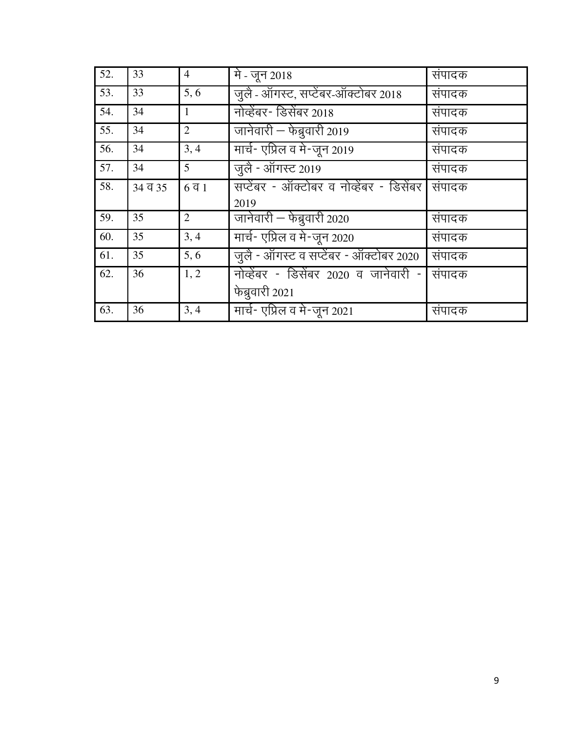| 52. | 33 | 4 | मे - जून 2018 | संपादक |
|---|---|---|---|---|
| 53. | 33 | 5, 6 | जुलै - ऑगस्ट, सप्टेंबर-ऑक्टोबर 2018 | संपादक |
| 54. | 34 | 1 | नोव्हेंबर- डिसेंबर 2018 | संपादक |
| 55. | 34 | 2 | जानेवारी – फेब्रुवारी 2019 | संपादक |
| 56. | 34 | 3, 4 | मार्च- एप्रिल व मे-जून 2019 | संपादक |
| 57. | 34 | 5 | जुलै - ऑगस्ट 2019 | संपादक |
| 58. | 34 व 35 | 6 व 1 | सप्टेंबर - ऑक्टोबर व नोव्हेंबर - डिसेंबर 2019 | संपादक |
| 59. | 35 | 2 | जानेवारी – फेब्रुवारी 2020 | संपादक |
| 60. | 35 | 3, 4 | मार्च- एप्रिल व मे-जून 2020 | संपादक |
| 61. | 35 | 5, 6 | जुलै - ऑगस्ट व सप्टेंबर - ऑक्टोबर 2020 | संपादक |
| 62. | 36 | 1, 2 | नोव्हेंबर - डिसेंबर 2020 व जानेवारी - फेब्रुवारी 2021 | संपादक |
| 63. | 36 | 3, 4 | मार्च- एप्रिल व मे-जून 2021 | संपादक |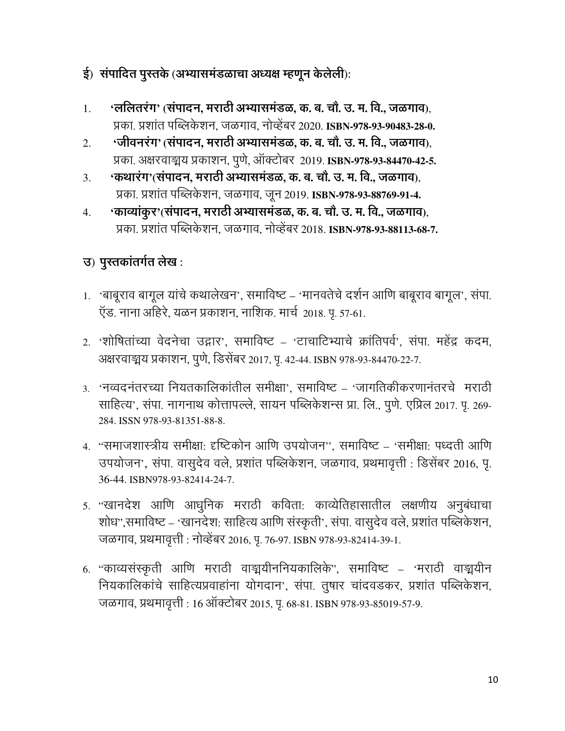### ई) संपादित पुस्तके (अभ्यासमंडळाचा अध्यक्ष म्हणून केलेली):

1. **'ललितरंग' (संपादन, मराठी अभ्यासमंडळ, क. ब. चौ. उ. म. वि., जळगाव)**, प्रका. प्रशांत पब्लिकेशन, जळगाव, नोव्हेंबर 2020. **ISBN-978-93-90483-28-0.**
2. **'जीवनरंग' (संपादन, मराठी अभ्यासमंडळ, क. ब. चौ. उ. म. वि., जळगाव)**, प्रका. अक्षरवाङ्मय प्रकाशन, पुणे, ऑक्टोबर 2019. **ISBN-978-93-84470-42-5.**
3. **'कथारंग'(संपादन, मराठी अभ्यासमंडळ, क. ब. चौ. उ. म. वि., जळगाव)**, प्रका. प्रशांत पब्लिकेशन, जळगाव, जून 2019. **ISBN-978-93-88769-91-4.**
4. **'काव्यांकुर'(संपादन, मराठी अभ्यासमंडळ, क. ब. चौ. उ. म. वि., जळगाव)**, प्रका. प्रशांत पब्लिकेशन, जळगाव, नोव्हेंबर 2018. **ISBN-978-93-88113-68-7.**

### उ) पुस्तकांतर्गत लेख :

1. 'बाबूराव बागूल यांचे कथालेखन', समाविष्ट – 'मानवतेचे दर्शन आणि बाबूराव बागूल', संपा. ॲड. नाना अहिरे, यळन प्रकाशन, नाशिक. मार्च 2018. पृ. 57-61.
2. 'शोषितांच्या वेदनेचा उद्गार', समाविष्ट – 'टाचाटिभ्याचे क्रांतिपर्व', संपा. महेंद्र कदम, अक्षरवाङ्मय प्रकाशन, पुणे, डिसेंबर 2017, पृ. 42-44. ISBN 978-93-84470-22-7.
3. 'नव्वदनंतरच्या नियतकालिकांतील समीक्षा', समाविष्ट – 'जागतिकीकरणानंतरचे मराठी साहित्य', संपा. नागनाथ कोत्तापल्ले, सायन पब्लिकेशन्स प्रा. लि., पुणे. एप्रिल 2017. पृ. 269-284. ISSN 978-93-81351-88-8.
4. "समाजशास्त्रीय समीक्षा: दृष्टिकोन आणि उपयोजन", समाविष्ट – 'समीक्षा: पध्दती आणि उपयोजन', संपा. वासुदेव वले, प्रशांत पब्लिकेशन, जळगाव, प्रथमावृत्ती : डिसेंबर 2016, पृ. 36-44. ISBN978-93-82414-24-7.
5. "खानदेश आणि आधुनिक मराठी कविता: काव्येतिहासातील लक्षणीय अनुबंधाचा शोध",समाविष्ट – 'खानदेश: साहित्य आणि संस्कृती', संपा. वासुदेव वले, प्रशांत पब्लिकेशन, जळगाव, प्रथमावृत्ती : नोव्हेंबर 2016, पृ. 76-97. ISBN 978-93-82414-39-1.
6. "काव्यसंस्कृती आणि मराठी वाङ्मयीननियकालिके", समाविष्ट – 'मराठी वाङ्मयीन नियकालिकांचे साहित्यप्रवाहांना योगदान', संपा. तुषार चांदवडकर, प्रशांत पब्लिकेशन, जळगाव, प्रथमावृत्ती : 16 ऑक्टोबर 2015, पृ. 68-81. ISBN 978-93-85019-57-9.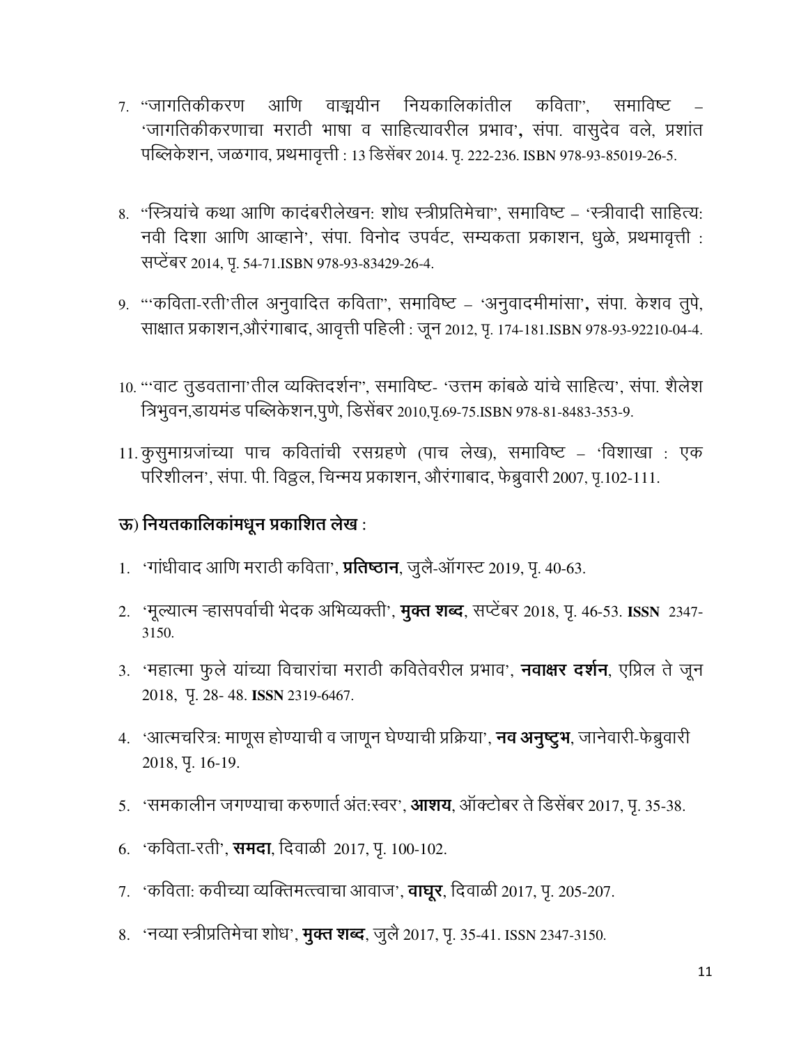7. "जागतिकीकरण आणि वाङ्मयीन नियकालिकांतील कविता", समाविष्ट – 'जागतिकीकरणाचा मराठी भाषा व साहित्यावरील प्रभाव', संपा. वासुदेव वले, प्रशांत पब्लिकेशन, जळगाव, प्रथमावृत्ती : 13 डिसेंबर 2014. पृ. 222-236. ISBN 978-93-85019-26-5.

8. "स्त्रियांचे कथा आणि कादंबरीलेखन: शोध स्त्रीप्रतिमेचा", समाविष्ट – 'स्त्रीवादी साहित्य: नवी दिशा आणि आव्हाने', संपा. विनोद उपर्वट, सम्यकता प्रकाशन, धुळे, प्रथमावृत्ती : सप्टेंबर 2014, पृ. 54-71.ISBN 978-93-83429-26-4.

9. "'कविता-रती'तील अनुवादित कविता", समाविष्ट – 'अनुवादमीमांसा', संपा. केशव तुपे, साक्षात प्रकाशन,औरंगाबाद, आवृत्ती पहिली : जून 2012, पृ. 174-181.ISBN 978-93-92210-04-4.

10. "'वाट तुडवताना'तील व्यक्तिदर्शन", समाविष्ट- 'उत्तम कांबळे यांचे साहित्य', संपा. शैलेश त्रिभुवन,डायमंड पब्लिकेशन,पुणे, डिसेंबर 2010,पृ.69-75.ISBN 978-81-8483-353-9.

11. कुसुमाग्रजांच्या पाच कवितांची रसग्रहणे (पाच लेख), समाविष्ट – 'विशाखा : एक परिशीलन', संपा. पी. विठ्ठल, चिन्मय प्रकाशन, औरंगाबाद, फेब्रुवारी 2007, पृ.102-111.

### ऊ) नियतकालिकांमधून प्रकाशित लेख :

1. 'गांधीवाद आणि मराठी कविता', **प्रतिष्ठान**, जुलै-ऑगस्ट 2019, पृ. 40-63.

2. 'मूल्यात्म ऱ्हासपर्वाची भेदक अभिव्यक्ती', **मुक्त शब्द**, सप्टेंबर 2018, पृ. 46-53. **ISSN** 2347-3150.

3. 'महात्मा फुले यांच्या विचारांचा मराठी कवितेवरील प्रभाव', **नवाक्षर दर्शन**, एप्रिल ते जून 2018, पृ. 28- 48. **ISSN** 2319-6467.

4. 'आत्मचरित्र: माणूस होण्याची व जाणून घेण्याची प्रक्रिया', **नव अनुष्टुभ**, जानेवारी-फेब्रुवारी 2018, पृ. 16-19.

5. 'समकालीन जगण्याचा करुणार्त अंत:स्वर', **आशय**, ऑक्टोबर ते डिसेंबर 2017, पृ. 35-38.

6. 'कविता-रती', **समदा**, दिवाळी 2017, पृ. 100-102.

7. 'कविता: कवीच्या व्यक्तिमत्त्वाचा आवाज', **वाघूर**, दिवाळी 2017, पृ. 205-207.

8. 'नव्या स्त्रीप्रतिमेचा शोध', **मुक्त शब्द**, जुलै 2017, पृ. 35-41. ISSN 2347-3150.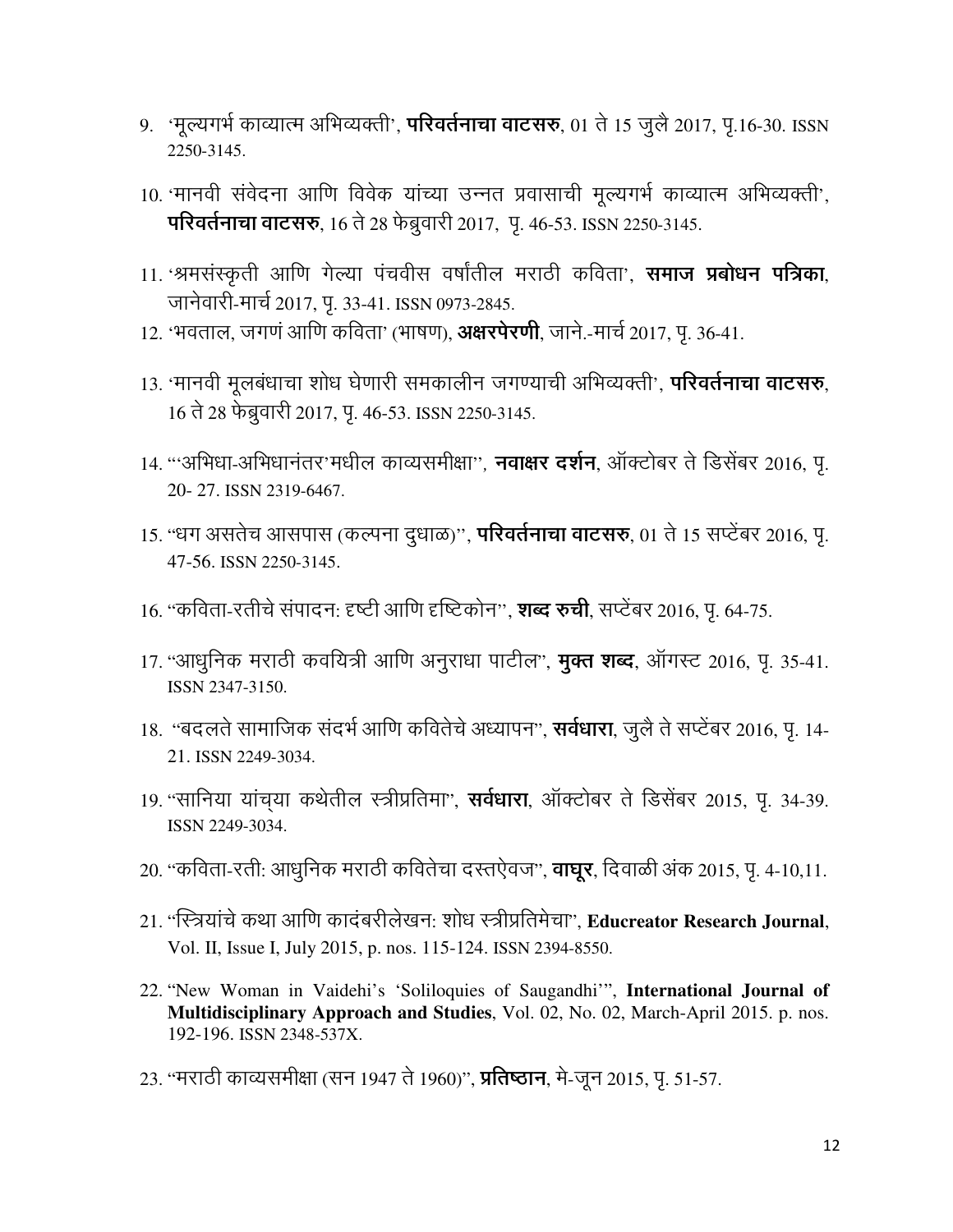9. 'मूल्यगर्भ काव्यात्म अभिव्यक्ती', **परिवर्तनाचा वाटसरु**, 01 ते 15 जुलै 2017, पृ.16-30. ISSN 2250-3145.

10. 'मानवी संवेदना आणि विवेक यांच्या उन्नत प्रवासाची मूल्यगर्भ काव्यात्म अभिव्यक्ती', **परिवर्तनाचा वाटसरु**, 16 ते 28 फेब्रुवारी 2017, पृ. 46-53. ISSN 2250-3145.

11. 'श्रमसंस्कृती आणि गेल्या पंचवीस वर्षांतील मराठी कविता', **समाज प्रबोधन पत्रिका**, जानेवारी-मार्च 2017, पृ. 33-41. ISSN 0973-2845.

12. 'भवताल, जगणं आणि कविता' (भाषण), **अक्षरपेरणी**, जाने.-मार्च 2017, पृ. 36-41.

13. 'मानवी मूलबंधाचा शोध घेणारी समकालीन जगण्याची अभिव्यक्ती', **परिवर्तनाचा वाटसरु**, 16 ते 28 फेब्रुवारी 2017, पृ. 46-53. ISSN 2250-3145.

14. "'अभिधा-अभिधानंतर'मधील काव्यसमीक्षा", **नवाक्षर दर्शन**, ऑक्टोबर ते डिसेंबर 2016, पृ. 20- 27. ISSN 2319-6467.

15. "धग असतेच आसपास (कल्पना दुधाळ)", **परिवर्तनाचा वाटसरु**, 01 ते 15 सप्टेंबर 2016, पृ. 47-56. ISSN 2250-3145.

16. "कविता-रतीचे संपादन: दृष्टी आणि दृष्टिकोन", **शब्द रुची**, सप्टेंबर 2016, पृ. 64-75.

17. "आधुनिक मराठी कवयित्री आणि अनुराधा पाटील", **मुक्त शब्द**, ऑगस्ट 2016, पृ. 35-41. ISSN 2347-3150.

18. "बदलते सामाजिक संदर्भ आणि कवितेचे अध्यापन", **सर्वधारा**, जुलै ते सप्टेंबर 2016, पृ. 14-21. ISSN 2249-3034.

19. "सानिया यांच्या कथेतील स्त्रीप्रतिमा", **सर्वधारा**, ऑक्टोबर ते डिसेंबर 2015, पृ. 34-39. ISSN 2249-3034.

20. "कविता-रती: आधुनिक मराठी कवितेचा दस्तऐवज", **वाघूर**, दिवाळी अंक 2015, पृ. 4-10,11.

21. "स्त्रियांचे कथा आणि कादंबरीलेखन: शोध स्त्रीप्रतिमेचा", **Educreator Research Journal**, Vol. II, Issue I, July 2015, p. nos. 115-124. ISSN 2394-8550.

22. "New Woman in Vaidehi's 'Soliloquies of Saugandhi'", **International Journal of Multidisciplinary Approach and Studies**, Vol. 02, No. 02, March-April 2015. p. nos. 192-196. ISSN 2348-537X.

23. "मराठी काव्यसमीक्षा (सन 1947 ते 1960)", **प्रतिष्ठान**, मे-जून 2015, पृ. 51-57.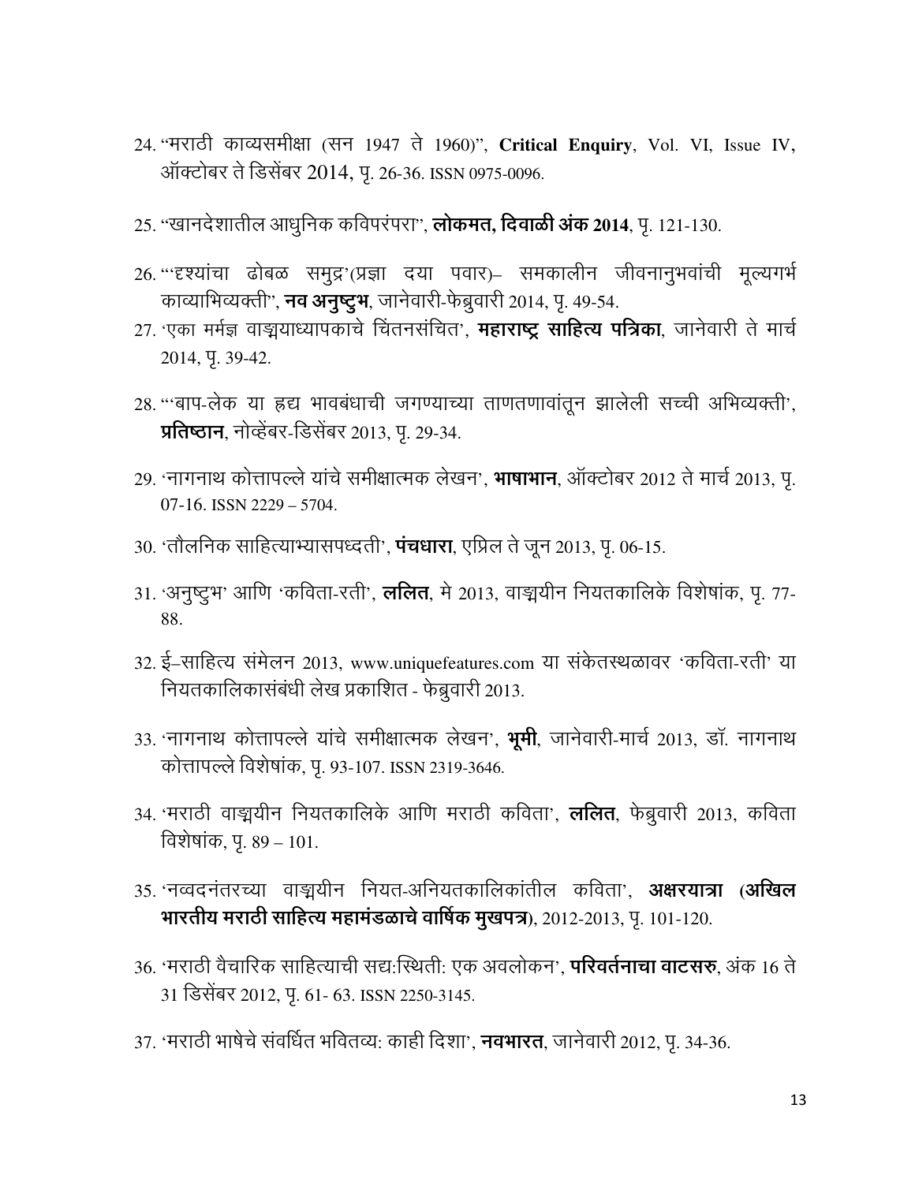24. "मराठी काव्यसमीक्षा (सन 1947 ते 1960)", **Critical Enquiry**, Vol. VI, Issue IV, ऑक्टोबर ते डिसेंबर 2014, पृ. 26-36. ISSN 0975-0096.

25. "खानदेशातील आधुनिक कविपरंपरा", **लोकमत, दिवाळी अंक 2014**, पृ. 121-130.

26. "'दृश्यांचा ढोबळ समुद्र'(प्रज्ञा दया पवार)– समकालीन जीवनानुभवांची मूल्यगर्भ काव्याभिव्यक्ती", **नव अनुष्टुभ**, जानेवारी-फेब्रुवारी 2014, पृ. 49-54.

27. 'एका मर्मज्ञ वाङ्मयाध्यापकाचे चिंतनसंचित', **महाराष्ट्र साहित्य पत्रिका**, जानेवारी ते मार्च 2014, पृ. 39-42.

28. "'बाप-लेक या हृद्य भावबंधाची जगण्याच्या ताणतणावांतून झालेली सच्ची अभिव्यक्ती', **प्रतिष्ठान**, नोव्हेंबर-डिसेंबर 2013, पृ. 29-34.

29. 'नागनाथ कोत्तापल्ले यांचे समीक्षात्मक लेखन', **भाषाभान**, ऑक्टोबर 2012 ते मार्च 2013, पृ. 07-16. ISSN 2229 – 5704.

30. 'तौलनिक साहित्याभ्यासपध्दती', **पंचधारा**, एप्रिल ते जून 2013, पृ. 06-15.

31. 'अनुष्टुभ' आणि 'कविता-रती', **ललित**, मे 2013, वाङ्मयीन नियतकालिके विशेषांक, पृ. 77-88.

32. ई–साहित्य संमेलन 2013, www.uniquefeatures.com या संकेतस्थळावर 'कविता-रती' या नियतकालिकासंबंधी लेख प्रकाशित - फेब्रुवारी 2013.

33. 'नागनाथ कोत्तापल्ले यांचे समीक्षात्मक लेखन', **भूमी**, जानेवारी-मार्च 2013, डॉ. नागनाथ कोत्तापल्ले विशेषांक, पृ. 93-107. ISSN 2319-3646.

34. 'मराठी वाङ्मयीन नियतकालिके आणि मराठी कविता', **ललित**, फेब्रुवारी 2013, कविता विशेषांक, पृ. 89 – 101.

35. 'नव्वदनंतरच्या वाङ्मयीन नियत-अनियतकालिकांतील कविता', **अक्षरयात्रा (अखिल भारतीय मराठी साहित्य महामंडळाचे वार्षिक मुखपत्र)**, 2012-2013, पृ. 101-120.

36. 'मराठी वैचारिक साहित्याची सद्य:स्थिती: एक अवलोकन', **परिवर्तनाचा वाटसरु**, अंक 16 ते 31 डिसेंबर 2012, पृ. 61- 63. ISSN 2250-3145.

37. 'मराठी भाषेचे संवर्धित भवितव्य: काही दिशा', **नवभारत**, जानेवारी 2012, पृ. 34-36.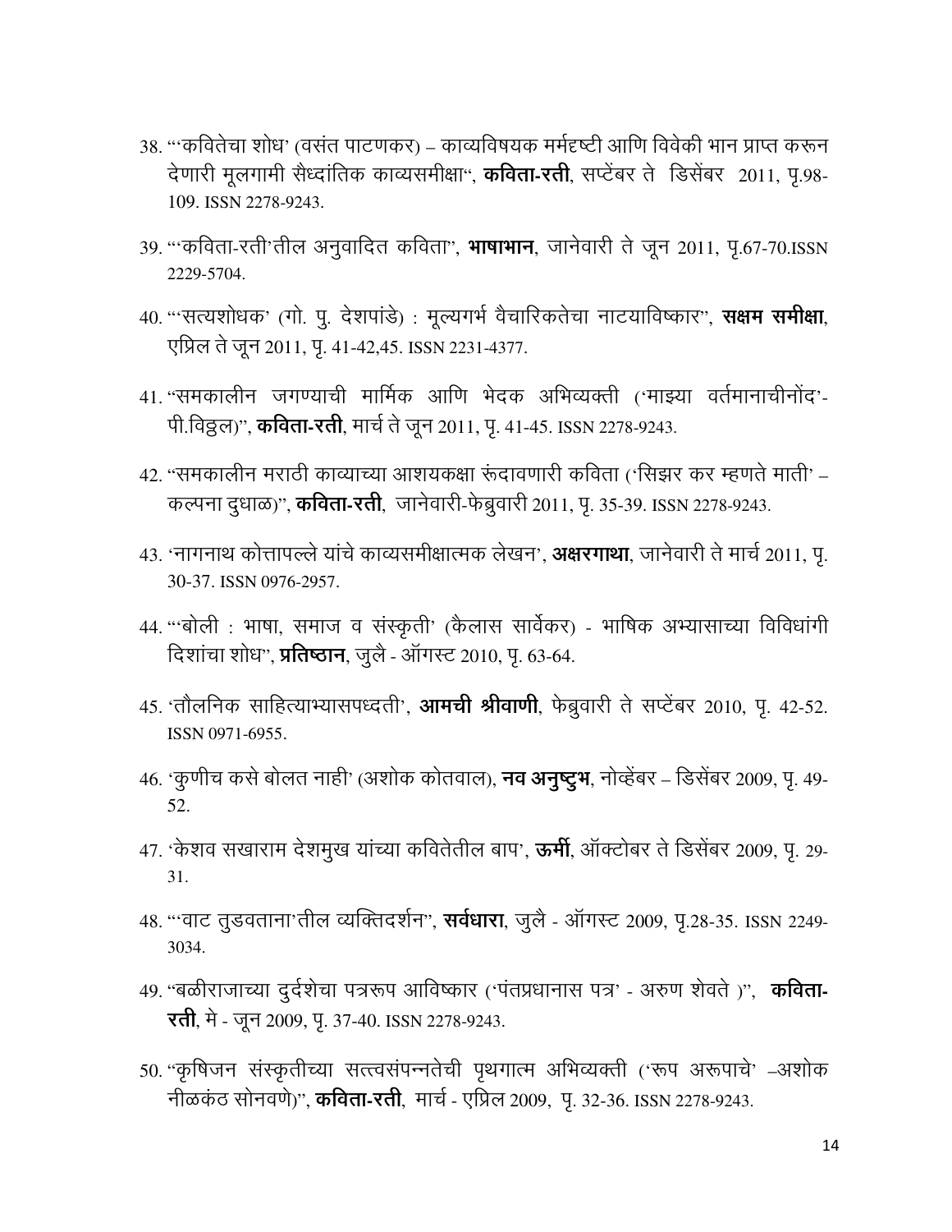38. "'कवितेचा शोध' (वसंत पाटणकर) – काव्यविषयक मर्मदृष्टी आणि विवेकी भान प्राप्त करून देणारी मूलगामी सैध्दांतिक काव्यसमीक्षा", **कविता-रती**, सप्टेंबर ते डिसेंबर 2011, पृ.98-109. ISSN 2278-9243.

39. "'कविता-रती'तील अनुवादित कविता", **भाषाभान**, जानेवारी ते जून 2011, पृ.67-70.ISSN 2229-5704.

40. "'सत्यशोधक' (गो. पु. देशपांडे) : मूल्यगर्भ वैचारिकतेचा नाटयाविष्कार", **सक्षम समीक्षा**, एप्रिल ते जून 2011, पृ. 41-42,45. ISSN 2231-4377.

41. "समकालीन जगण्याची मार्मिक आणि भेदक अभिव्यक्ती ('माझ्या वर्तमानाचीनोंद'-पी.विठ्ठल)", **कविता-रती**, मार्च ते जून 2011, पृ. 41-45. ISSN 2278-9243.

42. "समकालीन मराठी काव्याच्या आशयकक्षा रूंदावणारी कविता ('सिझर कर म्हणते माती' – कल्पना दुधाळ)", **कविता-रती**, जानेवारी-फेब्रुवारी 2011, पृ. 35-39. ISSN 2278-9243.

43. 'नागनाथ कोत्तापल्ले यांचे काव्यसमीक्षात्मक लेखन', **अक्षरगाथा**, जानेवारी ते मार्च 2011, पृ. 30-37. ISSN 0976-2957.

44. "'बोली : भाषा, समाज व संस्कृती' (कैलास सार्वेकर) - भाषिक अभ्यासाच्या विविधांगी दिशांचा शोध", **प्रतिष्ठान**, जुलै - ऑगस्ट 2010, पृ. 63-64.

45. 'तौलनिक साहित्याभ्यासपध्दती', **आमची श्रीवाणी**, फेब्रुवारी ते सप्टेंबर 2010, पृ. 42-52. ISSN 0971-6955.

46. 'कुणीच कसे बोलत नाही' (अशोक कोतवाल), **नव अनुष्टुभ**, नोव्हेंबर – डिसेंबर 2009, पृ. 49-52.

47. 'केशव सखाराम देशमुख यांच्या कवितेतील बाप', **ऊर्मी**, ऑक्टोबर ते डिसेंबर 2009, पृ. 29-31.

48. "'वाट तुडवताना'तील व्यक्तिदर्शन", **सर्वधारा**, जुलै - ऑगस्ट 2009, पृ.28-35. ISSN 2249-3034.

49. "बळीराजाच्या दुर्दशेचा पत्ररूप आविष्कार ('पंतप्रधानास पत्र' - अरुण शेवते )", **कविता-रती**, मे - जून 2009, पृ. 37-40. ISSN 2278-9243.

50. "कृषिजन संस्कृतीच्या सत्त्वसंपन्नतेची पृथगात्म अभिव्यक्ती ('रूप अरूपाचे' –अशोक नीळकंठ सोनवणे)", **कविता-रती**, मार्च - एप्रिल 2009, पृ. 32-36. ISSN 2278-9243.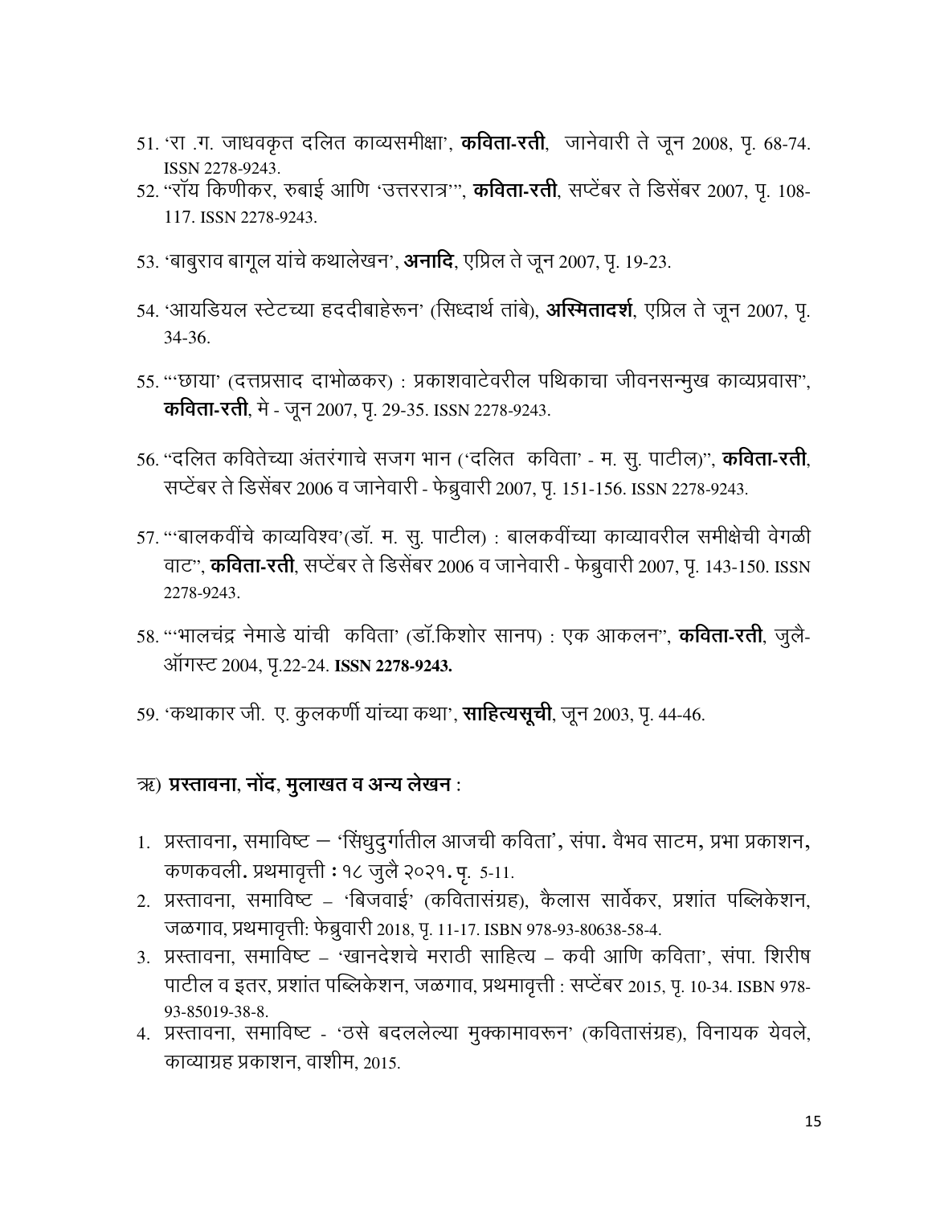51. 'रा .ग. जाधवकृत दलित काव्यसमीक्षा', **कविता-रती**, जानेवारी ते जून 2008, पृ. 68-74. ISSN 2278-9243.
52. "'रॉय किणीकर, रुबाई आणि 'उत्तररात्र'", **कविता-रती**, सप्टेंबर ते डिसेंबर 2007, पृ. 108-117. ISSN 2278-9243.
53. 'बाबुराव बागूल यांचे कथालेखन', **अनादि**, एप्रिल ते जून 2007, पृ. 19-23.
54. 'आयडियल स्टेटच्या हददीबाहेरून' (सिध्दार्थ तांबे), **अस्मितादर्श**, एप्रिल ते जून 2007, पृ. 34-36.
55. "'छाया' (दत्तप्रसाद दाभोळकर) : प्रकाशवाटेवरील पथिकाचा जीवनसन्मुख काव्यप्रवास", **कविता-रती**, मे - जून 2007, पृ. 29-35. ISSN 2278-9243.
56. "दलित कवितेच्या अंतरंगाचे सजग भान ('दलित कविता' - म. सु. पाटील)", **कविता-रती**, सप्टेंबर ते डिसेंबर 2006 व जानेवारी - फेब्रुवारी 2007, पृ. 151-156. ISSN 2278-9243.
57. "'बालकवींचे काव्यविश्व'(डॉ. म. सु. पाटील) : बालकवींच्या काव्यावरील समीक्षेची वेगळी वाट", **कविता-रती**, सप्टेंबर ते डिसेंबर 2006 व जानेवारी - फेब्रुवारी 2007, पृ. 143-150. ISSN 2278-9243.
58. "'भालचंद्र नेमाडे यांची कविता' (डॉ.किशोर सानप) : एक आकलन", **कविता-रती**, जुलै-ऑगस्ट 2004, पृ.22-24. **ISSN 2278-9243.**
59. 'कथाकार जी. ए. कुलकर्णी यांच्या कथा', **साहित्यसूची**, जून 2003, पृ. 44-46.

ऋ) **प्रस्तावना, नोंद, मुलाखत व अन्य लेखन** :

1. प्रस्तावना, समाविष्ट – 'सिंधुदुर्गातील आजची कविता', संपा. वैभव साटम, प्रभा प्रकाशन, कणकवली. प्रथमावृत्ती : १८ जुलै २०२१. पृ. 5-11.
2. प्रस्तावना, समाविष्ट – 'बिजवाई' (कवितासंग्रह), कैलास सार्वेकर, प्रशांत पब्लिकेशन, जळगाव, प्रथमावृत्ती: फेब्रुवारी 2018, पृ. 11-17. ISBN 978-93-80638-58-4.
3. प्रस्तावना, समाविष्ट – 'खानदेशचे मराठी साहित्य – कवी आणि कविता', संपा. शिरीष पाटील व इतर, प्रशांत पब्लिकेशन, जळगाव, प्रथमावृत्ती : सप्टेंबर 2015, पृ. 10-34. ISBN 978-93-85019-38-8.
4. प्रस्तावना, समाविष्ट - 'ठसे बदललेल्या मुक्कामावरून' (कवितासंग्रह), विनायक येवले, काव्याग्रह प्रकाशन, वाशीम, 2015.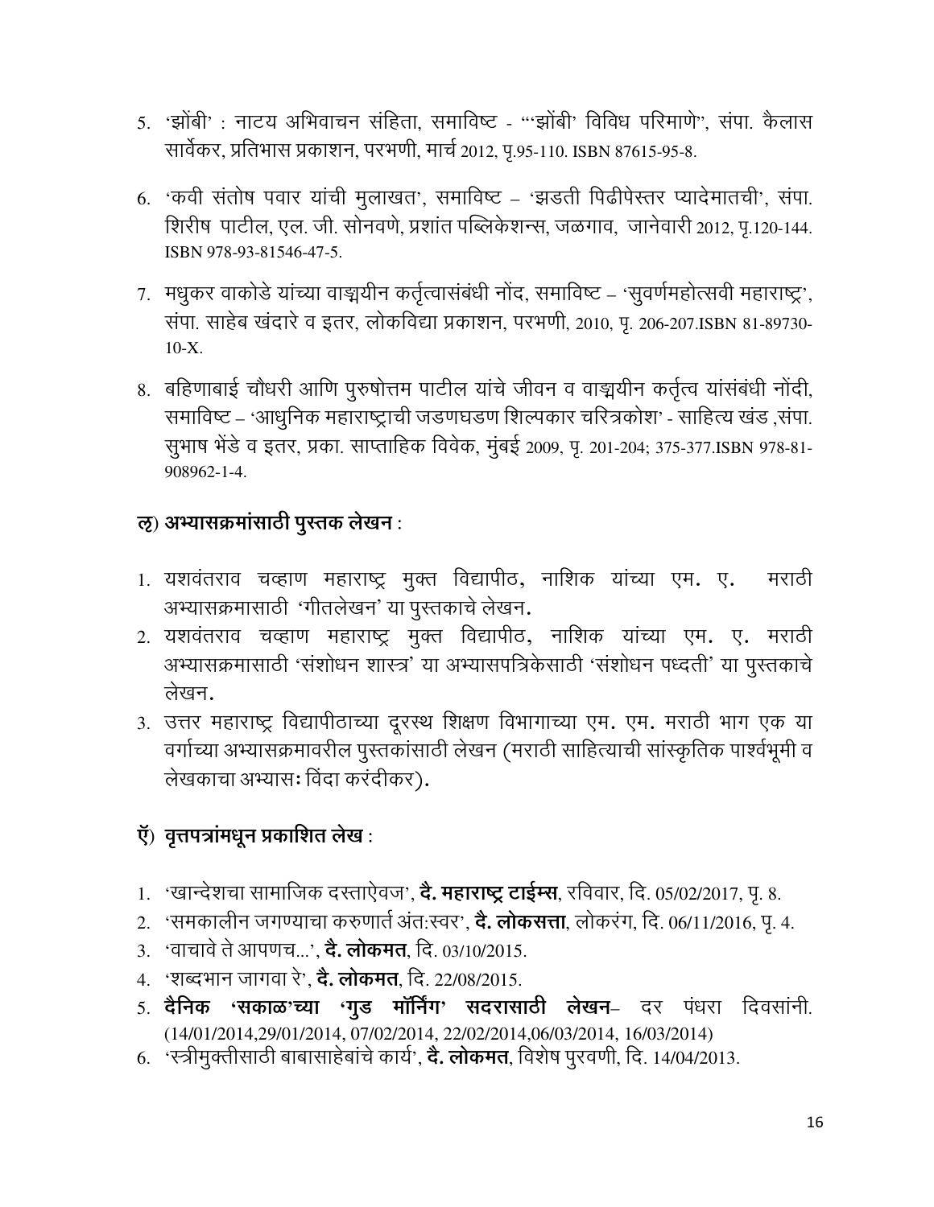5. 'झोंबी' : नाटय अभिवाचन संहिता, समाविष्ट - "'झोंबी' विविध परिमाणे", संपा. कैलास सार्वेकर, प्रतिभास प्रकाशन, परभणी, मार्च 2012, पृ.95-110. ISBN 87615-95-8.
6. 'कवी संतोष पवार यांची मुलाखत', समाविष्ट – 'झडती पिढीपेस्तर प्यादेमातची', संपा. शिरीष पाटील, एल. जी. सोनवणे, प्रशांत पब्लिकेशन्स, जळगाव, जानेवारी 2012, पृ.120-144. ISBN 978-93-81546-47-5.
7. मधुकर वाकोडे यांच्या वाङ्मयीन कर्तृत्वासंबंधी नोंद, समाविष्ट – 'सुवर्णमहोत्सवी महाराष्ट्र', संपा. साहेब खंदारे व इतर, लोकविद्या प्रकाशन, परभणी, 2010, पृ. 206-207.ISBN 81-89730-10-X.
8. बहिणाबाई चौधरी आणि पुरुषोत्तम पाटील यांचे जीवन व वाङ्मयीन कर्तृत्व यांसंबंधी नोंदी, समाविष्ट – 'आधुनिक महाराष्ट्राची जडणघडण शिल्पकार चरित्रकोश' - साहित्य खंड ,संपा. सुभाष भेंडे व इतर, प्रका. साप्ताहिक विवेक, मुंबई 2009, पृ. 201-204; 375-377.ISBN 978-81-908962-1-4.

## ऌ) अभ्यासक्रमांसाठी पुस्तक लेखन :

1. यशवंतराव चव्हाण महाराष्ट्र मुक्त विद्यापीठ, नाशिक यांच्या एम. ए. मराठी अभ्यासक्रमासाठी 'गीतलेखन' या पुस्तकाचे लेखन.
2. यशवंतराव चव्हाण महाराष्ट्र मुक्त विद्यापीठ, नाशिक यांच्या एम. ए. मराठी अभ्यासक्रमासाठी 'संशोधन शास्त्र' या अभ्यासपत्रिकेसाठी 'संशोधन पध्दती' या पुस्तकाचे लेखन.
3. उत्तर महाराष्ट्र विद्यापीठाच्या दूरस्थ शिक्षण विभागाच्या एम. एम. मराठी भाग एक या वर्गाच्या अभ्यासक्रमावरील पुस्तकांसाठी लेखन (मराठी साहित्याची सांस्कृतिक पार्श्वभूमी व लेखकाचा अभ्यासः विंदा करंदीकर).

## ऍ) वृत्तपत्रांमधून प्रकाशित लेख :

1. 'खान्देशचा सामाजिक दस्ताऐवज', **दै. महाराष्ट्र टाईम्स**, रविवार, दि. 05/02/2017, पृ. 8.
2. 'समकालीन जगण्याचा करुणार्त अंत:स्वर', **दै. लोकसत्ता**, लोकरंग, दि. 06/11/2016, पृ. 4.
3. 'वाचावे ते आपणच...', **दै. लोकमत**, दि. 03/10/2015.
4. 'शब्दभान जागवा रे', **दै. लोकमत**, दि. 22/08/2015.
5. **दैनिक 'सकाळ'च्या 'गुड मॉर्निंग' सदरासाठी लेखन**– दर पंधरा दिवसांनी. (14/01/2014,29/01/2014, 07/02/2014, 22/02/2014,06/03/2014, 16/03/2014)
6. 'स्त्रीमुक्तीसाठी बाबासाहेबांचे कार्य', **दै. लोकमत**, विशेष पुरवणी, दि. 14/04/2013.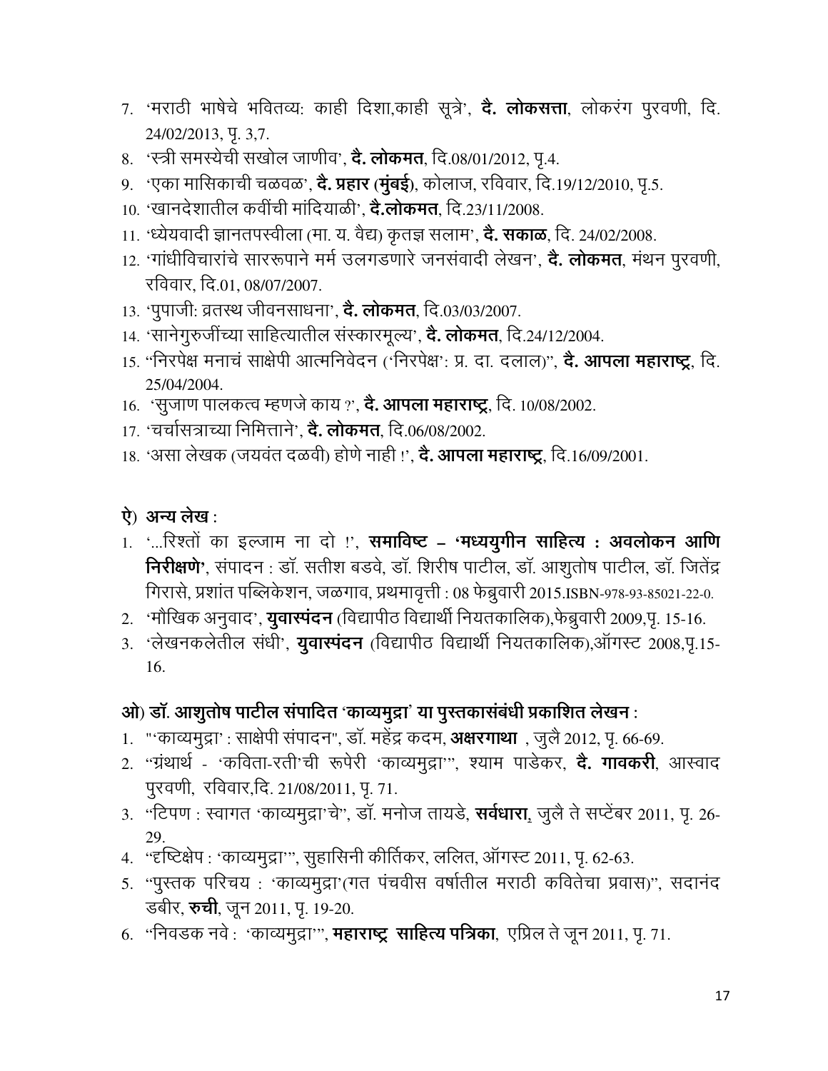7. 'मराठी भाषेचे भवितव्य: काही दिशा,काही सूत्रे', **दै. लोकसत्ता**, लोकरंग पुरवणी, दि. 24/02/2013, पृ. 3,7.
8. 'स्त्री समस्येची सखोल जाणीव', **दै. लोकमत**, दि.08/01/2012, पृ.4.
9. 'एका मासिकाची चळवळ', **दै. प्रहार (मुंबई)**, कोलाज, रविवार, दि.19/12/2010, पृ.5.
10. 'खानदेशातील कवींची मांदियाळी', **दै.लोकमत**, दि.23/11/2008.
11. 'ध्येयवादी ज्ञानतपस्वीला (मा. य. वैद्य) कृतज्ञ सलाम', **दै. सकाळ**, दि. 24/02/2008.
12. 'गांधीविचारांचे साररूपाने मर्म उलगडणारे जनसंवादी लेखन', **दै. लोकमत**, मंथन पुरवणी, रविवार, दि.01, 08/07/2007.
13. 'पुपाजी: व्रतस्थ जीवनसाधना', **दै. लोकमत**, दि.03/03/2007.
14. 'सानेगुरुजींच्या साहित्यातील संस्कारमूल्य', **दै. लोकमत**, दि.24/12/2004.
15. "निरपेक्ष मनाचं साक्षेपी आत्मनिवेदन ('निरपेक्ष': प्र. दा. दलाल)", **दै. आपला महाराष्ट्र**, दि. 25/04/2004.
16. 'सुजाण पालकत्व म्हणजे काय ?', **दै. आपला महाराष्ट्र**, दि. 10/08/2002.
17. 'चर्चासत्राच्या निमित्ताने', **दै. लोकमत**, दि.06/08/2002.
18. 'असा लेखक (जयवंत दळवी) होणे नाही !', **दै. आपला महाराष्ट्र**, दि.16/09/2001.

### ऐ) अन्य लेख :

1. '...रिश्तों का इल्जाम ना दो !', **समाविष्ट – 'मध्ययुगीन साहित्य : अवलोकन आणि निरीक्षणे'**, संपादन : डॉ. सतीश बडवे, डॉ. शिरीष पाटील, डॉ. आशुतोष पाटील, डॉ. जितेंद्र गिरासे, प्रशांत पब्लिकेशन, जळगाव, प्रथमावृत्ती : 08 फेब्रुवारी 2015.ISBN-978-93-85021-22-0.
2. 'मौखिक अनुवाद', **युवास्पंदन** (विद्यापीठ विद्यार्थी नियतकालिक),फेब्रुवारी 2009,पृ. 15-16.
3. 'लेखनकलेतील संधी', **युवास्पंदन** (विद्यापीठ विद्यार्थी नियतकालिक),ऑगस्ट 2008,पृ.15-16.

### ओ) डॉ. आशुतोष पाटील संपादित 'काव्यमुद्रा' या पुस्तकासंबंधी प्रकाशित लेखन :

1. "'काव्यमुद्रा' : साक्षेपी संपादन", डॉ. महेंद्र कदम, **अक्षरगाथा** , जुलै 2012, पृ. 66-69.
2. "ग्रंथार्थ - 'कविता-रती'ची रूपेरी 'काव्यमुद्रा'", श्याम पाडेकर, **दै. गावकरी**, आस्वाद पुरवणी, रविवार,दि. 21/08/2011, पृ. 71.
3. "टिपण : स्वागत 'काव्यमुद्रा'चे", डॉ. मनोज तायडे, **सर्वधारा**, जुलै ते सप्टेंबर 2011, पृ. 26-29.
4. "दृष्टिक्षेप : 'काव्यमुद्रा'", सुहासिनी कीर्तिकर, ललित, ऑगस्ट 2011, पृ. 62-63.
5. "पुस्तक परिचय : 'काव्यमुद्रा'(गत पंचवीस वर्षातील मराठी कवितेचा प्रवास)", सदानंद डबीर, **रुची**, जून 2011, पृ. 19-20.
6. "निवडक नवे : 'काव्यमुद्रा'", **महाराष्ट्र साहित्य पत्रिका**, एप्रिल ते जून 2011, पृ. 71.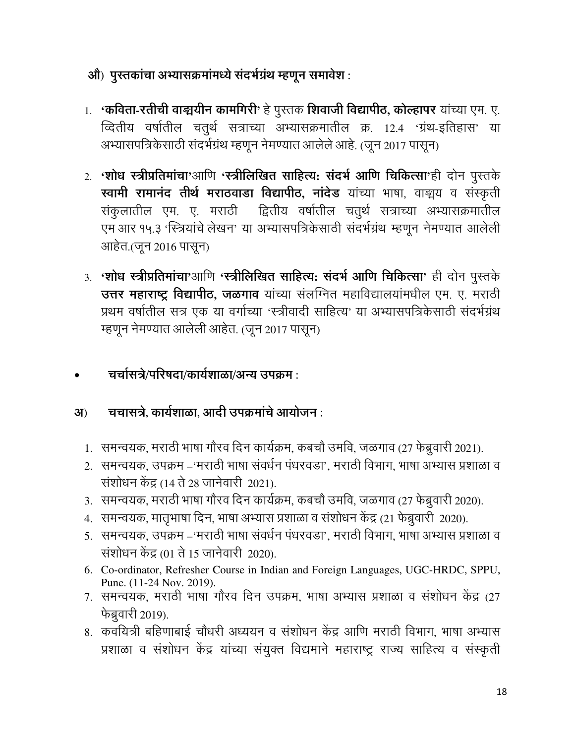### औ) पुस्तकांचा अभ्यासक्रमांमध्ये संदर्भग्रंथ म्हणून समावेश :

1. **'कविता-रतीची वाङ्मयीन कामगिरी'** हे पुस्तक **शिवाजी विद्यापीठ, कोल्हापर** यांच्या एम. ए. व्दितीय वर्षातील चतुर्थ सत्राच्या अभ्यासक्रमातील क्र. 12.4 'ग्रंथ-इतिहास' या अभ्यासपत्रिकेसाठी संदर्भग्रंथ म्हणून नेमण्यात आलेले आहे. (जून 2017 पासून)
2. **'शोध स्त्रीप्रतिमांचा'**आणि **'स्त्रीलिखित साहित्यः संदर्भ आणि चिकित्सा'**ही दोन पुस्तके **स्वामी रामानंद तीर्थ मराठवाडा विद्यापीठ, नांदेड** यांच्या भाषा, वाङ्मय व संस्कृती संकुलातील एम. ए. मराठी द्वितीय वर्षातील चतुर्थ सत्राच्या अभ्यासक्रमातील एम आर १५.३ 'स्त्रियांचे लेखन' या अभ्यासपत्रिकेसाठी संदर्भग्रंथ म्हणून नेमण्यात आलेली आहेत.(जून 2016 पासून)
3. **'शोध स्त्रीप्रतिमांचा'**आणि **'स्त्रीलिखित साहित्यः संदर्भ आणि चिकित्सा'** ही दोन पुस्तके **उत्तर महाराष्ट्र विद्यापीठ, जळगाव** यांच्या संलग्नित महाविद्यालयांमधील एम. ए. मराठी प्रथम वर्षातील सत्र एक या वर्गाच्या 'स्त्रीवादी साहित्य' या अभ्यासपत्रिकेसाठी संदर्भग्रंथ म्हणून नेमण्यात आलेली आहेत. (जून 2017 पासून)

- **चर्चासत्रे/परिषदा/कार्यशाळा/अन्य उपक्रम :**

### अ) चचासत्रे, कार्यशाळा, आदी उपक्रमांचे आयोजन :

1. समन्वयक, मराठी भाषा गौरव दिन कार्यक्रम, कबचौ उमवि, जळगाव (27 फेब्रुवारी 2021).
2. समन्वयक, उपक्रम –'मराठी भाषा संवर्धन पंधरवडा', मराठी विभाग, भाषा अभ्यास प्रशाळा व संशोधन केंद्र (14 ते 28 जानेवारी 2021).
3. समन्वयक, मराठी भाषा गौरव दिन कार्यक्रम, कबचौ उमवि, जळगाव (27 फेब्रुवारी 2020).
4. समन्वयक, मातृभाषा दिन, भाषा अभ्यास प्रशाळा व संशोधन केंद्र (21 फेब्रुवारी 2020).
5. समन्वयक, उपक्रम –'मराठी भाषा संवर्धन पंधरवडा', मराठी विभाग, भाषा अभ्यास प्रशाळा व संशोधन केंद्र (01 ते 15 जानेवारी 2020).
6. Co-ordinator, Refresher Course in Indian and Foreign Languages, UGC-HRDC, SPPU, Pune. (11-24 Nov. 2019).
7. समन्वयक, मराठी भाषा गौरव दिन उपक्रम, भाषा अभ्यास प्रशाळा व संशोधन केंद्र (27 फेब्रुवारी 2019).
8. कवयित्री बहिणाबाई चौधरी अध्ययन व संशोधन केंद्र आणि मराठी विभाग, भाषा अभ्यास प्रशाळा व संशोधन केंद्र यांच्या संयुक्त विद्यमाने महाराष्ट्र राज्य साहित्य व संस्कृती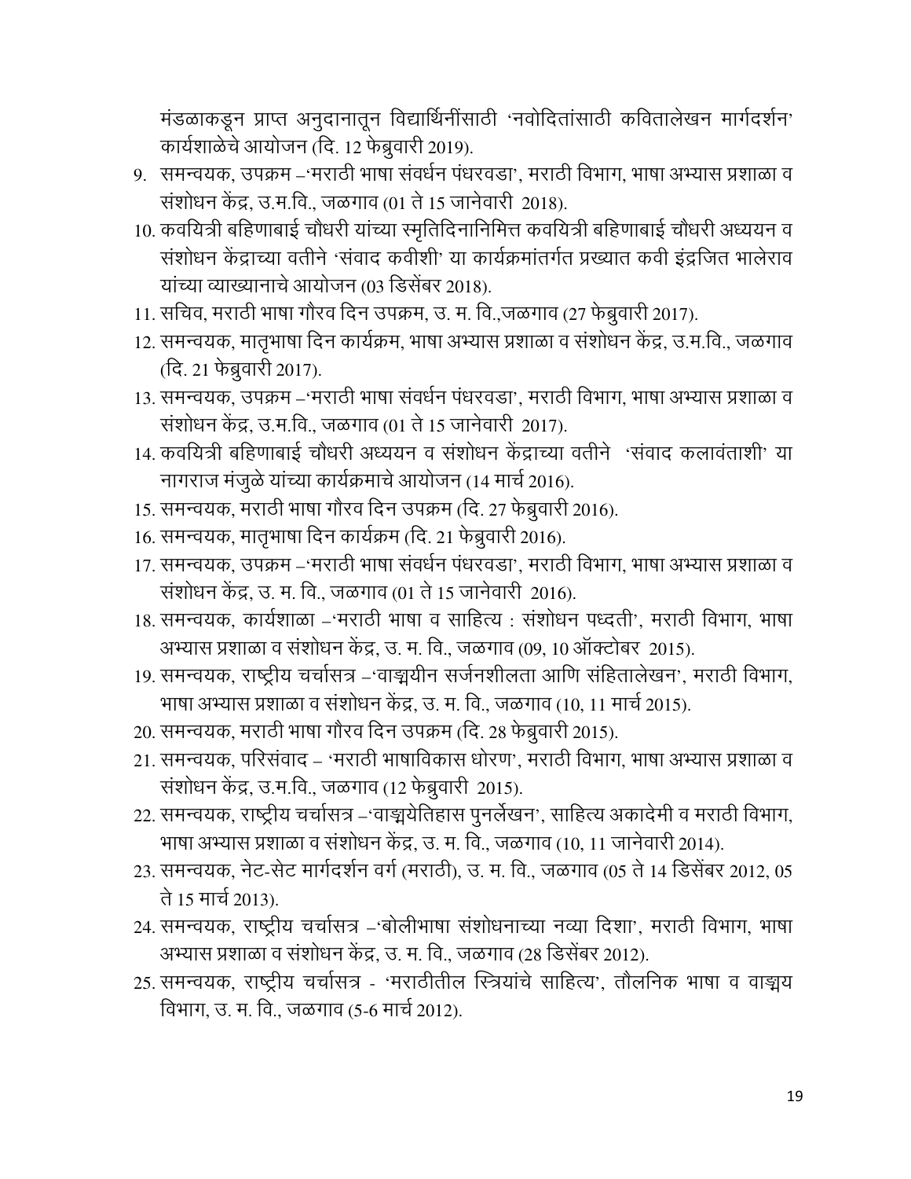मंडळाकडून प्राप्त अनुदानातून विद्यार्थिनींसाठी 'नवोदितांसाठी कवितालेखन मार्गदर्शन' कार्यशाळेचे आयोजन (दि. 12 फेब्रुवारी 2019).

9. समन्वयक, उपक्रम –'मराठी भाषा संवर्धन पंधरवडा', मराठी विभाग, भाषा अभ्यास प्रशाळा व संशोधन केंद्र, उ.म.वि., जळगाव (01 ते 15 जानेवारी 2018).
10. कवयित्री बहिणाबाई चौधरी यांच्या स्मृतिदिनानिमित्त कवयित्री बहिणाबाई चौधरी अध्ययन व संशोधन केंद्राच्या वतीने 'संवाद कवीशी' या कार्यक्रमांतर्गत प्रख्यात कवी इंद्रजित भालेराव यांच्या व्याख्यानाचे आयोजन (03 डिसेंबर 2018).
11. सचिव, मराठी भाषा गौरव दिन उपक्रम, उ. म. वि.,जळगाव (27 फेब्रुवारी 2017).
12. समन्वयक, मातृभाषा दिन कार्यक्रम, भाषा अभ्यास प्रशाळा व संशोधन केंद्र, उ.म.वि., जळगाव (दि. 21 फेब्रुवारी 2017).
13. समन्वयक, उपक्रम –'मराठी भाषा संवर्धन पंधरवडा', मराठी विभाग, भाषा अभ्यास प्रशाळा व संशोधन केंद्र, उ.म.वि., जळगाव (01 ते 15 जानेवारी 2017).
14. कवयित्री बहिणाबाई चौधरी अध्ययन व संशोधन केंद्राच्या वतीने 'संवाद कलावंताशी' या नागराज मंजुळे यांच्या कार्यक्रमाचे आयोजन (14 मार्च 2016).
15. समन्वयक, मराठी भाषा गौरव दिन उपक्रम (दि. 27 फेब्रुवारी 2016).
16. समन्वयक, मातृभाषा दिन कार्यक्रम (दि. 21 फेब्रुवारी 2016).
17. समन्वयक, उपक्रम –'मराठी भाषा संवर्धन पंधरवडा', मराठी विभाग, भाषा अभ्यास प्रशाळा व संशोधन केंद्र, उ. म. वि., जळगाव (01 ते 15 जानेवारी 2016).
18. समन्वयक, कार्यशाळा –'मराठी भाषा व साहित्य : संशोधन पध्दती', मराठी विभाग, भाषा अभ्यास प्रशाळा व संशोधन केंद्र, उ. म. वि., जळगाव (09, 10 ऑक्टोबर 2015).
19. समन्वयक, राष्ट्रीय चर्चासत्र –'वाङ्मयीन सर्जनशीलता आणि संहितालेखन', मराठी विभाग, भाषा अभ्यास प्रशाळा व संशोधन केंद्र, उ. म. वि., जळगाव (10, 11 मार्च 2015).
20. समन्वयक, मराठी भाषा गौरव दिन उपक्रम (दि. 28 फेब्रुवारी 2015).
21. समन्वयक, परिसंवाद – 'मराठी भाषाविकास धोरण', मराठी विभाग, भाषा अभ्यास प्रशाळा व संशोधन केंद्र, उ.म.वि., जळगाव (12 फेब्रुवारी 2015).
22. समन्वयक, राष्ट्रीय चर्चासत्र –'वाङ्मयेतिहास पुनर्लेखन', साहित्य अकादेमी व मराठी विभाग, भाषा अभ्यास प्रशाळा व संशोधन केंद्र, उ. म. वि., जळगाव (10, 11 जानेवारी 2014).
23. समन्वयक, नेट-सेट मार्गदर्शन वर्ग (मराठी), उ. म. वि., जळगाव (05 ते 14 डिसेंबर 2012, 05 ते 15 मार्च 2013).
24. समन्वयक, राष्ट्रीय चर्चासत्र –'बोलीभाषा संशोधनाच्या नव्या दिशा', मराठी विभाग, भाषा अभ्यास प्रशाळा व संशोधन केंद्र, उ. म. वि., जळगाव (28 डिसेंबर 2012).
25. समन्वयक, राष्ट्रीय चर्चासत्र - 'मराठीतील स्त्रियांचे साहित्य', तौलनिक भाषा व वाङ्मय विभाग, उ. म. वि., जळगाव (5-6 मार्च 2012).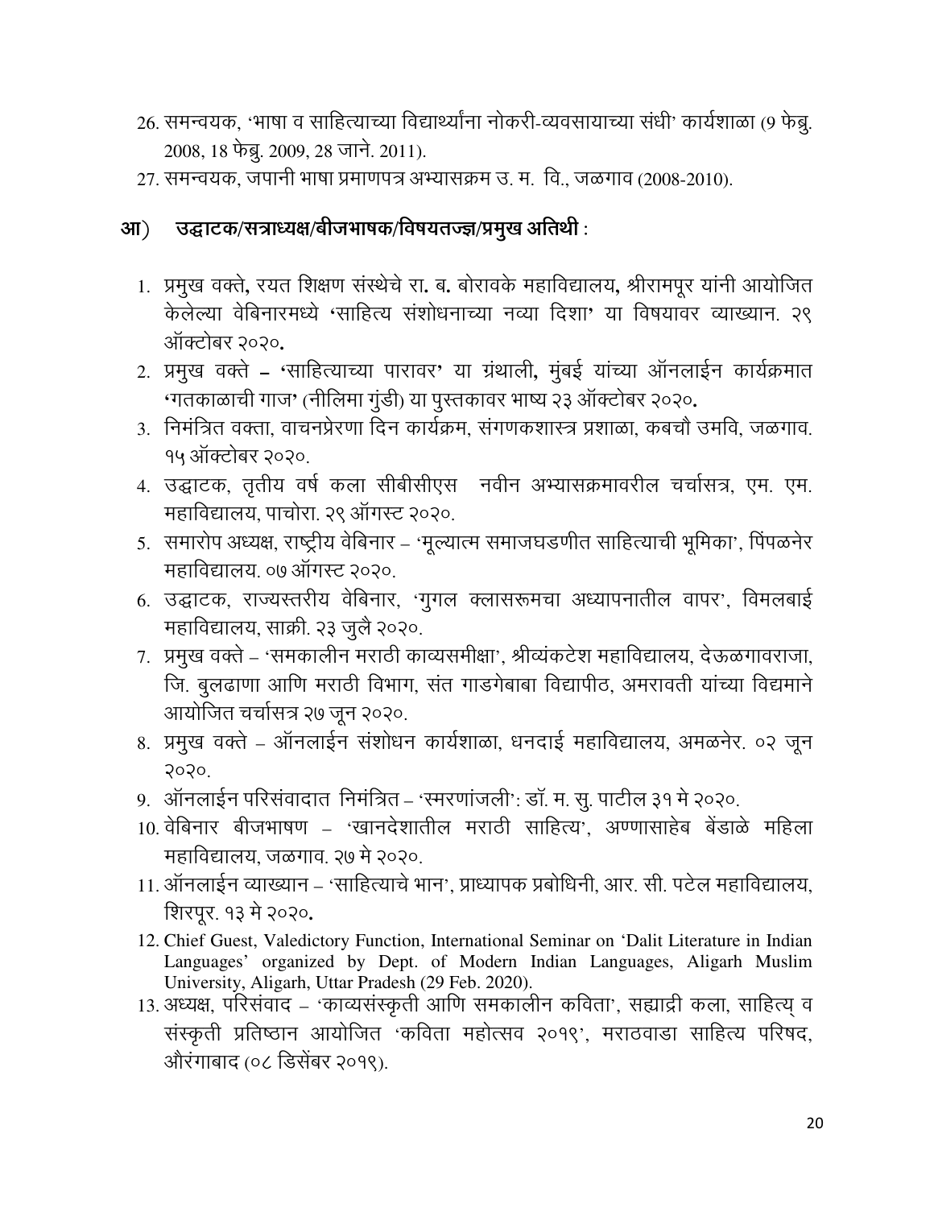26. समन्वयक, 'भाषा व साहित्याच्या विद्यार्थ्यांना नोकरी-व्यवसायाच्या संधी' कार्यशाळा (9 फेब्रु. 2008, 18 फेब्रु. 2009, 28 जाने. 2011).
27. समन्वयक, जपानी भाषा प्रमाणपत्र अभ्यासक्रम उ. म. वि., जळगाव (2008-2010).

## आ) उद्घाटक/सत्राध्यक्ष/बीजभाषक/विषयतज्ज्ञ/प्रमुख अतिथी :

1. प्रमुख वक्ते, रयत शिक्षण संस्थेचे रा. ब. बोरावके महाविद्यालय, श्रीरामपूर यांनी आयोजित केलेल्या वेबिनारमध्ये 'साहित्य संशोधनाच्या नव्या दिशा' या विषयावर व्याख्यान. २९ ऑक्टोबर २०२०.
2. प्रमुख वक्ते – 'साहित्याच्या पारावर' या ग्रंथाली, मुंबई यांच्या ऑनलाईन कार्यक्रमात 'गतकाळाची गाज' (नीलिमा गुंडी) या पुस्तकावर भाष्य २३ ऑक्टोबर २०२०.
3. निमंत्रित वक्ता, वाचनप्रेरणा दिन कार्यक्रम, संगणकशास्त्र प्रशाळा, कबचौ उमवि, जळगाव. १५ ऑक्टोबर २०२०.
4. उद्घाटक, तृतीय वर्ष कला सीबीसीएस नवीन अभ्यासक्रमावरील चर्चासत्र, एम. एम. महाविद्यालय, पाचोरा. २९ ऑगस्ट २०२०.
5. समारोप अध्यक्ष, राष्ट्रीय वेबिनार – 'मूल्यात्म समाजघडणीत साहित्याची भूमिका', पिंपळनेर महाविद्यालय. ०७ ऑगस्ट २०२०.
6. उद्घाटक, राज्यस्तरीय वेबिनार, 'गुगल क्लासरूमचा अध्यापनातील वापर', विमलबाई महाविद्यालय, साक्री. २३ जुलै २०२०.
7. प्रमुख वक्ते – 'समकालीन मराठी काव्यसमीक्षा', श्रीव्यंकटेश महाविद्यालय, देऊळगावराजा, जि. बुलढाणा आणि मराठी विभाग, संत गाडगेबाबा विद्यापीठ, अमरावती यांच्या विद्यमाने आयोजित चर्चासत्र २७ जून २०२०.
8. प्रमुख वक्ते – ऑनलाईन संशोधन कार्यशाळा, धनदाई महाविद्यालय, अमळनेर. ०२ जून २०२०.
9. ऑनलाईन परिसंवादात निमंत्रित – 'स्मरणांजली': डॉ. म. सु. पाटील ३१ मे २०२०.
10. वेबिनार बीजभाषण – 'खानदेशातील मराठी साहित्य', अण्णासाहेब बेंडाळे महिला महाविद्यालय, जळगाव. २७ मे २०२०.
11. ऑनलाईन व्याख्यान – 'साहित्याचे भान', प्राध्यापक प्रबोधिनी, आर. सी. पटेल महाविद्यालय, शिरपूर. १३ मे २०२०.
12. Chief Guest, Valedictory Function, International Seminar on 'Dalit Literature in Indian Languages' organized by Dept. of Modern Indian Languages, Aligarh Muslim University, Aligarh, Uttar Pradesh (29 Feb. 2020).
13. अध्यक्ष, परिसंवाद – 'काव्यसंस्कृती आणि समकालीन कविता', सह्याद्री कला, साहित्य् व संस्कृती प्रतिष्ठान आयोजित 'कविता महोत्सव २०१९', मराठवाडा साहित्य परिषद, औरंगाबाद (०८ डिसेंबर २०१९).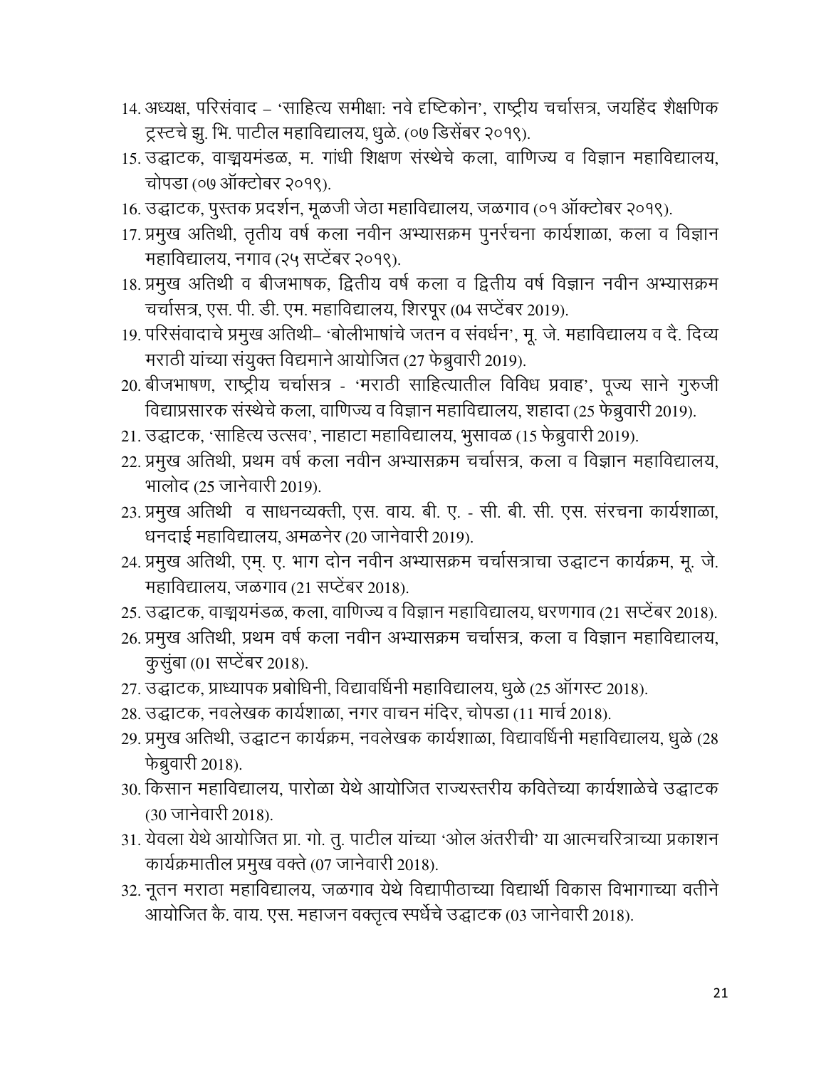14. अध्यक्ष, परिसंवाद – 'साहित्य समीक्षा: नवे दृष्टिकोन', राष्ट्रीय चर्चासत्र, जयहिंद शैक्षणिक ट्रस्टचे झु. भि. पाटील महाविद्यालय, धुळे. (०७ डिसेंबर २०१९).
15. उद्घाटक, वाङ्मयमंडळ, म. गांधी शिक्षण संस्थेचे कला, वाणिज्य व विज्ञान महाविद्यालय, चोपडा (०७ ऑक्टोबर २०१९).
16. उद्घाटक, पुस्तक प्रदर्शन, मूळजी जेठा महाविद्यालय, जळगाव (०१ ऑक्टोबर २०१९).
17. प्रमुख अतिथी, तृतीय वर्ष कला नवीन अभ्यासक्रम पुनर्रचना कार्यशाळा, कला व विज्ञान महाविद्यालय, नगाव (२५ सप्टेंबर २०१९).
18. प्रमुख अतिथी व बीजभाषक, द्वितीय वर्ष कला व द्वितीय वर्ष विज्ञान नवीन अभ्यासक्रम चर्चासत्र, एस. पी. डी. एम. महाविद्यालय, शिरपूर (04 सप्टेंबर 2019).
19. परिसंवादाचे प्रमुख अतिथी– 'बोलीभाषांचे जतन व संवर्धन', मू. जे. महाविद्यालय व दै. दिव्य मराठी यांच्या संयुक्त विद्यमाने आयोजित (27 फेब्रुवारी 2019).
20. बीजभाषण, राष्ट्रीय चर्चासत्र - 'मराठी साहित्यातील विविध प्रवाह', पूज्य साने गुरुजी विद्याप्रसारक संस्थेचे कला, वाणिज्य व विज्ञान महाविद्यालय, शहादा (25 फेब्रुवारी 2019).
21. उद्घाटक, 'साहित्य उत्सव', नाहाटा महाविद्यालय, भुसावळ (15 फेब्रुवारी 2019).
22. प्रमुख अतिथी, प्रथम वर्ष कला नवीन अभ्यासक्रम चर्चासत्र, कला व विज्ञान महाविद्यालय, भालोद (25 जानेवारी 2019).
23. प्रमुख अतिथी व साधनव्यक्ती, एस. वाय. बी. ए. - सी. बी. सी. एस. संरचना कार्यशाळा, धनदाई महाविद्यालय, अमळनेर (20 जानेवारी 2019).
24. प्रमुख अतिथी, एम्. ए. भाग दोन नवीन अभ्यासक्रम चर्चासत्राचा उद्घाटन कार्यक्रम, मू. जे. महाविद्यालय, जळगाव (21 सप्टेंबर 2018).
25. उद्घाटक, वाङ्मयमंडळ, कला, वाणिज्य व विज्ञान महाविद्यालय, धरणगाव (21 सप्टेंबर 2018).
26. प्रमुख अतिथी, प्रथम वर्ष कला नवीन अभ्यासक्रम चर्चासत्र, कला व विज्ञान महाविद्यालय, कुसुंबा (01 सप्टेंबर 2018).
27. उद्घाटक, प्राध्यापक प्रबोधिनी, विद्यावर्धिनी महाविद्यालय, धुळे (25 ऑगस्ट 2018).
28. उद्घाटक, नवलेखक कार्यशाळा, नगर वाचन मंदिर, चोपडा (11 मार्च 2018).
29. प्रमुख अतिथी, उद्घाटन कार्यक्रम, नवलेखक कार्यशाळा, विद्यावर्धिनी महाविद्यालय, धुळे (28 फेब्रुवारी 2018).
30. किसान महाविद्यालय, पारोळा येथे आयोजित राज्यस्तरीय कवितेच्या कार्यशाळेचे उद्घाटक (30 जानेवारी 2018).
31. येवला येथे आयोजित प्रा. गो. तु. पाटील यांच्या 'ओल अंतरीची' या आत्मचरित्राच्या प्रकाशन कार्यक्रमातील प्रमुख वक्ते (07 जानेवारी 2018).
32. नूतन मराठा महाविद्यालय, जळगाव येथे विद्यापीठाच्या विद्यार्थी विकास विभागाच्या वतीने आयोजित कै. वाय. एस. महाजन वक्तृत्व स्पर्धेचे उद्घाटक (03 जानेवारी 2018).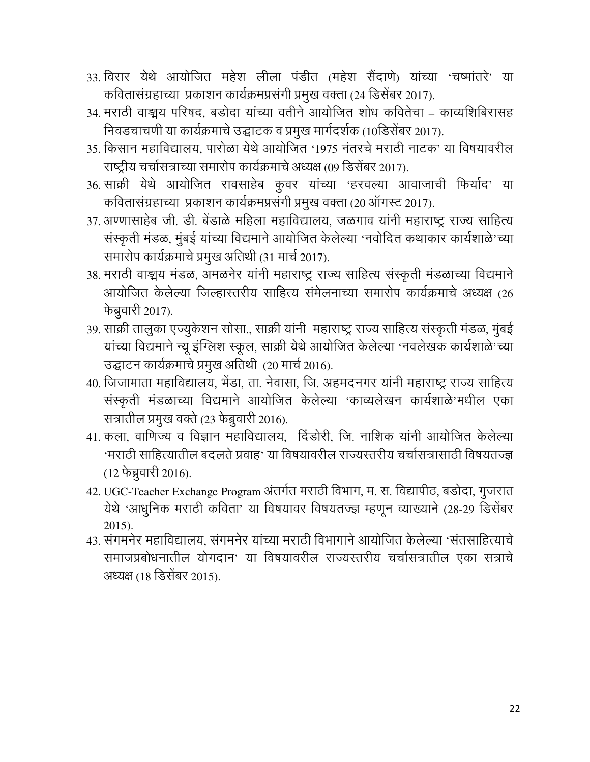33. विरार येथे आयोजित महेश लीला पंडीत (महेश सैंदाणे) यांच्या 'चष्मांतरे' या कवितासंग्रहाच्या प्रकाशन कार्यक्रमप्रसंगी प्रमुख वक्ता (24 डिसेंबर 2017).
34. मराठी वाङ्मय परिषद, बडोदा यांच्या वतीने आयोजित शोध कवितेचा – काव्यशिबिरासह निवडचाचणी या कार्यक्रमाचे उद्घाटक व प्रमुख मार्गदर्शक (10डिसेंबर 2017).
35. किसान महाविद्यालय, पारोळा येथे आयोजित '1975 नंतरचे मराठी नाटक' या विषयावरील राष्ट्रीय चर्चासत्राच्या समारोप कार्यक्रमाचे अध्यक्ष (09 डिसेंबर 2017).
36. साक्री येथे आयोजित रावसाहेब कुवर यांच्या 'हरवल्या आवाजाची फिर्याद' या कवितासंग्रहाच्या प्रकाशन कार्यक्रमप्रसंगी प्रमुख वक्ता (20 ऑगस्ट 2017).
37. अण्णासाहेब जी. डी. बेंडाळे महिला महाविद्यालय, जळगाव यांनी महाराष्ट्र राज्य साहित्य संस्कृती मंडळ, मुंबई यांच्या विद्यमाने आयोजित केलेल्या 'नवोदित कथाकार कार्यशाळे'च्या समारोप कार्यक्रमाचे प्रमुख अतिथी (31 मार्च 2017).
38. मराठी वाङ्मय मंडळ, अमळनेर यांनी महाराष्ट्र राज्य साहित्य संस्कृती मंडळाच्या विद्यमाने आयोजित केलेल्या जिल्हास्तरीय साहित्य संमेलनाच्या समारोप कार्यक्रमाचे अध्यक्ष (26 फेब्रुवारी 2017).
39. साक्री तालुका एज्युकेशन सोसा., साक्री यांनी महाराष्ट्र राज्य साहित्य संस्कृती मंडळ, मुंबई यांच्या विद्यमाने न्यू इंग्लिश स्कूल, साक्री येथे आयोजित केलेल्या 'नवलेखक कार्यशाळे'च्या उद्घाटन कार्यक्रमाचे प्रमुख अतिथी (20 मार्च 2016).
40. जिजामाता महाविद्यालय, भेंडा, ता. नेवासा, जि. अहमदनगर यांनी महाराष्ट्र राज्य साहित्य संस्कृती मंडळाच्या विद्यमाने आयोजित केलेल्या 'काव्यलेखन कार्यशाळे'मधील एका सत्रातील प्रमुख वक्ते (23 फेब्रुवारी 2016).
41. कला, वाणिज्य व विज्ञान महाविद्यालय, दिंडोरी, जि. नाशिक यांनी आयोजित केलेल्या 'मराठी साहित्यातील बदलते प्रवाह' या विषयावरील राज्यस्तरीय चर्चासत्रासाठी विषयतज्ज्ञ (12 फेब्रुवारी 2016).
42. UGC-Teacher Exchange Program अंतर्गत मराठी विभाग, म. स. विद्यापीठ, बडोदा, गुजरात येथे 'आधुनिक मराठी कविता' या विषयावर विषयतज्ज्ञ म्हणून व्याख्याने (28-29 डिसेंबर 2015).
43. संगमनेर महाविद्यालय, संगमनेर यांच्या मराठी विभागाने आयोजित केलेल्या 'संतसाहित्याचे समाजप्रबोधनातील योगदान' या विषयावरील राज्यस्तरीय चर्चासत्रातील एका सत्राचे अध्यक्ष (18 डिसेंबर 2015).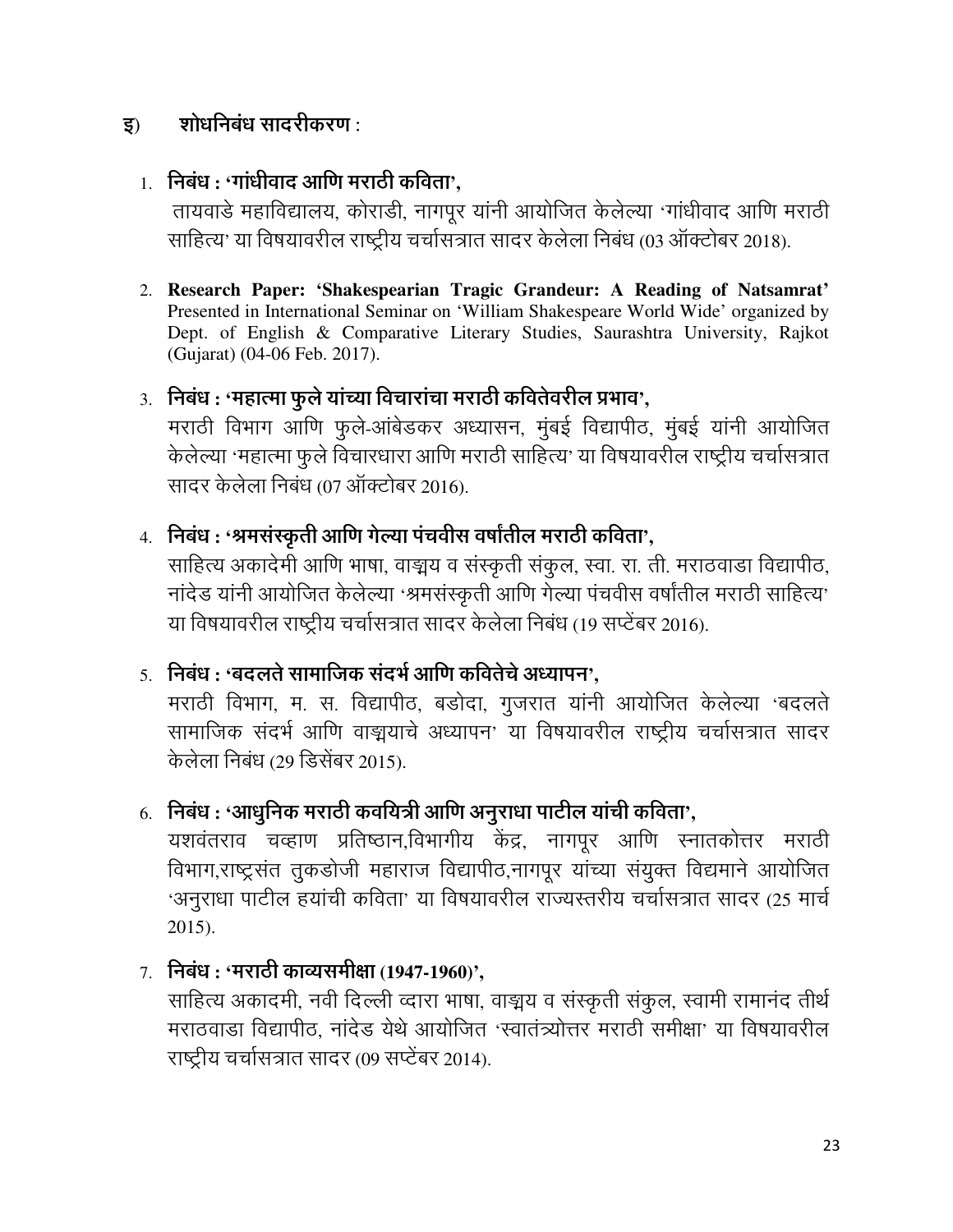## इ) शोधनिबंध सादरीकरण :

1. **निबंध : 'गांधीवाद आणि मराठी कविता',**
   तायवाडे महाविद्यालय, कोराडी, नागपूर यांनी आयोजित केलेल्या 'गांधीवाद आणि मराठी साहित्य' या विषयावरील राष्ट्रीय चर्चासत्रात सादर केलेला निबंध (03 ऑक्टोबर 2018).

2. **Research Paper: 'Shakespearian Tragic Grandeur: A Reading of Natsamrat'**
   Presented in International Seminar on 'William Shakespeare World Wide' organized by Dept. of English & Comparative Literary Studies, Saurashtra University, Rajkot (Gujarat) (04-06 Feb. 2017).

3. **निबंध : 'महात्मा फुले यांच्या विचारांचा मराठी कवितेवरील प्रभाव',**
   मराठी विभाग आणि फुले-आंबेडकर अध्यासन, मुंबई विद्यापीठ, मुंबई यांनी आयोजित केलेल्या 'महात्मा फुले विचारधारा आणि मराठी साहित्य' या विषयावरील राष्ट्रीय चर्चासत्रात सादर केलेला निबंध (07 ऑक्टोबर 2016).

4. **निबंध : 'श्रमसंस्कृती आणि गेल्या पंचवीस वर्षांतील मराठी कविता',**
   साहित्य अकादेमी आणि भाषा, वाङ्मय व संस्कृती संकुल, स्वा. रा. ती. मराठवाडा विद्यापीठ, नांदेड यांनी आयोजित केलेल्या 'श्रमसंस्कृती आणि गेल्या पंचवीस वर्षांतील मराठी साहित्य' या विषयावरील राष्ट्रीय चर्चासत्रात सादर केलेला निबंध (19 सप्टेंबर 2016).

5. **निबंध : 'बदलते सामाजिक संदर्भ आणि कवितेचे अध्यापन',**
   मराठी विभाग, म. स. विद्यापीठ, बडोदा, गुजरात यांनी आयोजित केलेल्या 'बदलते सामाजिक संदर्भ आणि वाङ्मयाचे अध्यापन' या विषयावरील राष्ट्रीय चर्चासत्रात सादर केलेला निबंध (29 डिसेंबर 2015).

6. **निबंध : 'आधुनिक मराठी कवयित्री आणि अनुराधा पाटील यांची कविता',**
   यशवंतराव चव्हाण प्रतिष्ठान,विभागीय केंद्र, नागपूर आणि स्नातकोत्तर मराठी विभाग,राष्ट्रसंत तुकडोजी महाराज विद्यापीठ,नागपूर यांच्या संयुक्त विद्यमाने आयोजित 'अनुराधा पाटील हयांची कविता' या विषयावरील राज्यस्तरीय चर्चासत्रात सादर (25 मार्च 2015).

7. **निबंध : 'मराठी काव्यसमीक्षा (1947-1960)',**
   साहित्य अकादमी, नवी दिल्ली व्दारा भाषा, वाङ्मय व संस्कृती संकुल, स्वामी रामानंद तीर्थ मराठवाडा विद्यापीठ, नांदेड येथे आयोजित 'स्वातंत्र्योत्तर मराठी समीक्षा' या विषयावरील राष्ट्रीय चर्चासत्रात सादर (09 सप्टेंबर 2014).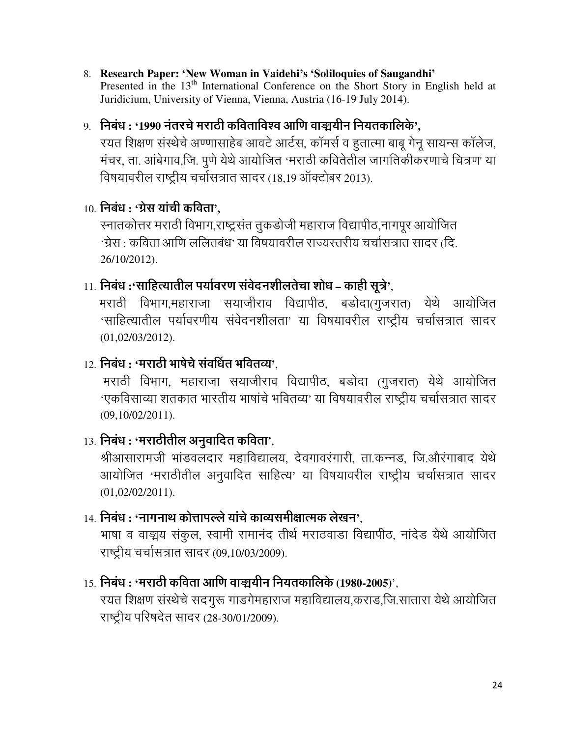8. **Research Paper: 'New Woman in Vaidehi's 'Soliloquies of Saugandhi'**
   Presented in the 13th International Conference on the Short Story in English held at Juridicium, University of Vienna, Vienna, Austria (16-19 July 2014).

9. **निबंध : '1990 नंतरचे मराठी कविताविश्व आणि वाङ्मयीन नियतकालिके',**
   रयत शिक्षण संस्थेचे अण्णासाहेब आवटे आर्टस, कॉमर्स व हुतात्मा बाबू गेनू सायन्स कॉलेज, मंचर, ता. आंबेगाव,जि. पुणे येथे आयोजित 'मराठी कवितेतील जागतिकीकरणाचे चित्रण' या विषयावरील राष्ट्रीय चर्चासत्रात सादर (18,19 ऑक्टोबर 2013).

10. **निबंध : 'ग्रेस यांची कविता',**
    स्नातकोत्तर मराठी विभाग,राष्ट्रसंत तुकडोजी महाराज विद्यापीठ,नागपूर आयोजित 'ग्रेस : कविता आणि ललितबंध' या विषयावरील राज्यस्तरीय चर्चासत्रात सादर (दि. 26/10/2012).

11. **निबंध :'साहित्यातील पर्यावरण संवेदनशीलतेचा शोध – काही सूत्रे',**
    मराठी विभाग,महाराजा सयाजीराव विद्यापीठ, बडोदा(गुजरात) येथे आयोजित 'साहित्यातील पर्यावरणीय संवेदनशीलता' या विषयावरील राष्ट्रीय चर्चासत्रात सादर (01,02/03/2012).

12. **निबंध : 'मराठी भाषेचे संवर्धित भवितव्य',**
    मराठी विभाग, महाराजा सयाजीराव विद्यापीठ, बडोदा (गुजरात) येथे आयोजित 'एकविसाव्या शतकात भारतीय भाषांचे भवितव्य' या विषयावरील राष्ट्रीय चर्चासत्रात सादर (09,10/02/2011).

13. **निबंध : 'मराठीतील अनुवादित कविता',**
    श्रीआसारामजी भांडवलदार महाविद्यालय, देवगावरंगारी, ता.कन्नड, जि.औरंगाबाद येथे आयोजित 'मराठीतील अनुवादित साहित्य' या विषयावरील राष्ट्रीय चर्चासत्रात सादर (01,02/02/2011).

14. **निबंध : 'नागनाथ कोत्तापल्ले यांचे काव्यसमीक्षात्मक लेखन',**
    भाषा व वाङ्मय संकुल, स्वामी रामानंद तीर्थ मराठवाडा विद्यापीठ, नांदेड येथे आयोजित राष्ट्रीय चर्चासत्रात सादर (09,10/03/2009).

15. **निबंध : 'मराठी कविता आणि वाङ्मयीन नियतकालिके (1980-2005)',**
    रयत शिक्षण संस्थेचे सदगुरू गाडगेमहाराज महाविद्यालय,कराड,जि.सातारा येथे आयोजित राष्ट्रीय परिषदेत सादर (28-30/01/2009).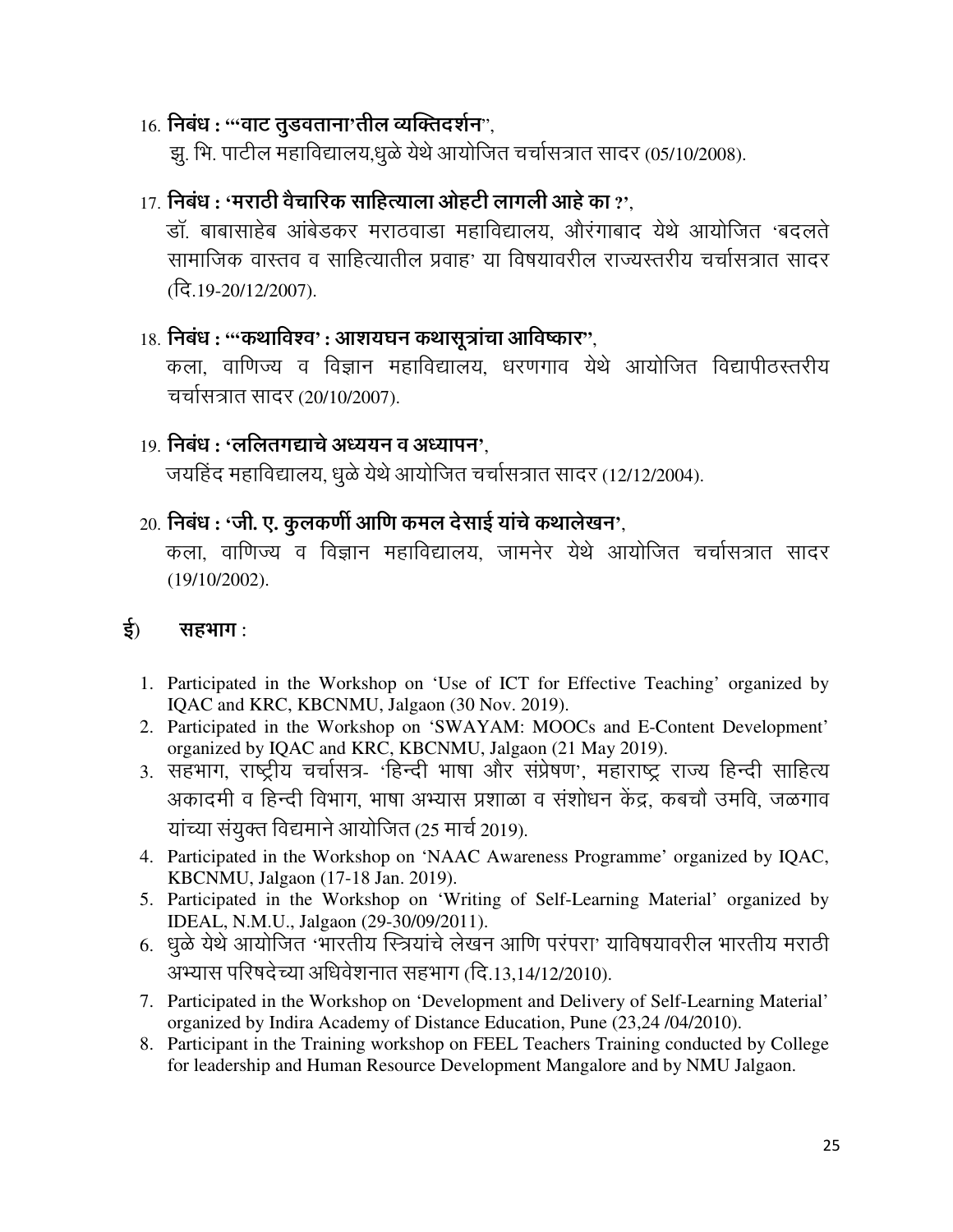16. **निबंध : '"वाट तुडवताना'तील व्यक्तिदर्शन"**,
    झु. भि. पाटील महाविद्यालय,धुळे येथे आयोजित चर्चासत्रात सादर (05/10/2008).

17. **निबंध : 'मराठी वैचारिक साहित्याला ओहटी लागली आहे का ?'**,
    डॉ. बाबासाहेब आंबेडकर मराठवाडा महाविद्यालय, औरंगाबाद येथे आयोजित 'बदलते सामाजिक वास्तव व साहित्यातील प्रवाह' या विषयावरील राज्यस्तरीय चर्चासत्रात सादर (दि.19-20/12/2007).

18. **निबंध : '"कथाविश्व' : आशयघन कथासूत्रांचा आविष्कार"**,
    कला, वाणिज्य व विज्ञान महाविद्यालय, धरणगाव येथे आयोजित विद्यापीठस्तरीय चर्चासत्रात सादर (20/10/2007).

19. **निबंध : 'ललितगद्याचे अध्ययन व अध्यापन'**,
    जयहिंद महाविद्यालय, धुळे येथे आयोजित चर्चासत्रात सादर (12/12/2004).

20. **निबंध : 'जी. ए. कुलकर्णी आणि कमल देसाई यांचे कथालेखन'**,
    कला, वाणिज्य व विज्ञान महाविद्यालय, जामनेर येथे आयोजित चर्चासत्रात सादर (19/10/2002).

### ई) सहभाग :

1. Participated in the Workshop on 'Use of ICT for Effective Teaching' organized by IQAC and KRC, KBCNMU, Jalgaon (30 Nov. 2019).
2. Participated in the Workshop on 'SWAYAM: MOOCs and E-Content Development' organized by IQAC and KRC, KBCNMU, Jalgaon (21 May 2019).
3. सहभाग, राष्ट्रीय चर्चासत्र- 'हिन्दी भाषा और संप्रेषण', महाराष्ट्र राज्य हिन्दी साहित्य अकादमी व हिन्दी विभाग, भाषा अभ्यास प्रशाळा व संशोधन केंद्र, कबचौ उमवि, जळगाव यांच्या संयुक्त विद्यमाने आयोजित (25 मार्च 2019).
4. Participated in the Workshop on 'NAAC Awareness Programme' organized by IQAC, KBCNMU, Jalgaon (17-18 Jan. 2019).
5. Participated in the Workshop on 'Writing of Self-Learning Material' organized by IDEAL, N.M.U., Jalgaon (29-30/09/2011).
6. धुळे येथे आयोजित 'भारतीय स्त्रियांचे लेखन आणि परंपरा' याविषयावरील भारतीय मराठी अभ्यास परिषदेच्या अधिवेशनात सहभाग (दि.13,14/12/2010).
7. Participated in the Workshop on 'Development and Delivery of Self-Learning Material' organized by Indira Academy of Distance Education, Pune (23,24 /04/2010).
8. Participant in the Training workshop on FEEL Teachers Training conducted by College for leadership and Human Resource Development Mangalore and by NMU Jalgaon.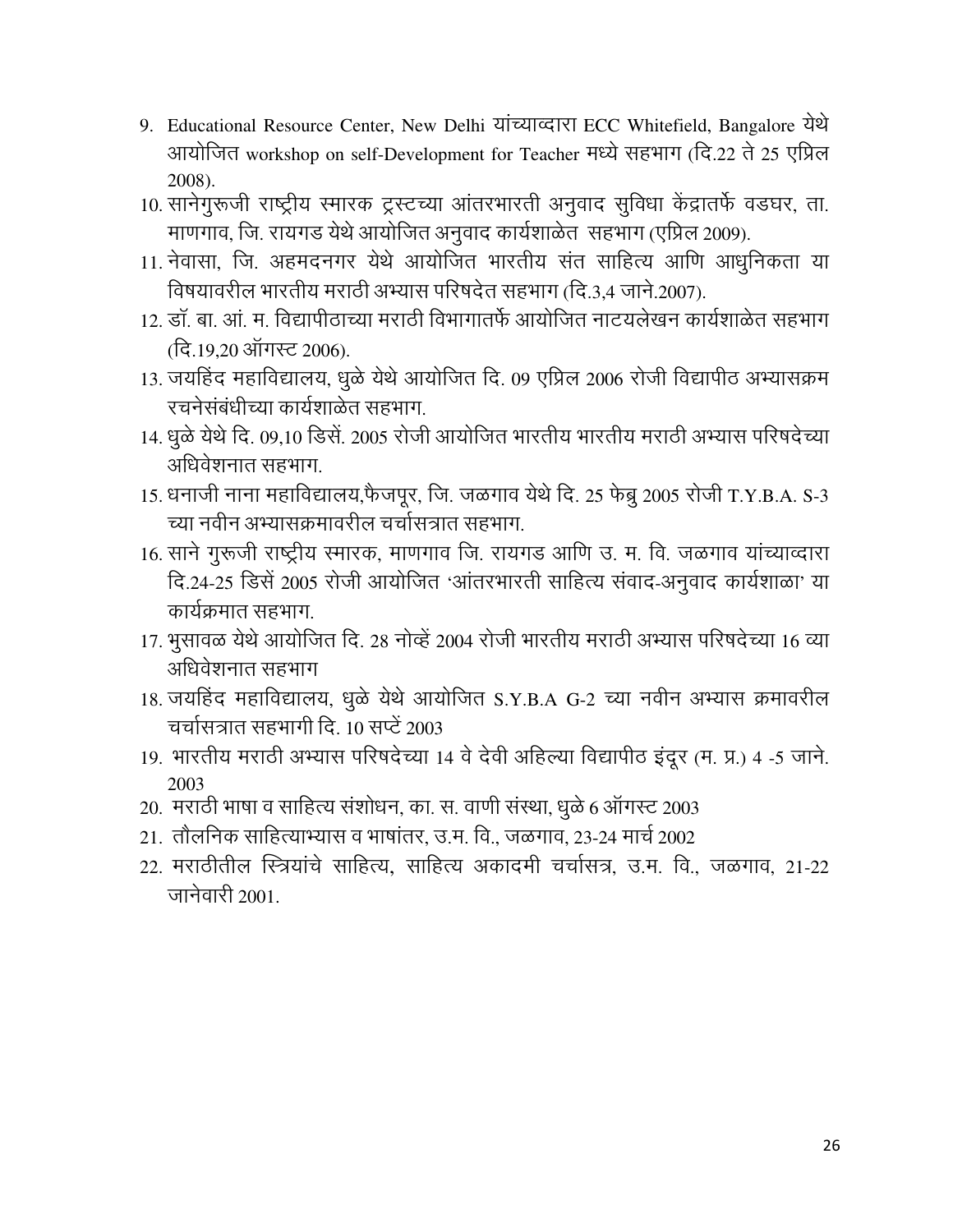9. Educational Resource Center, New Delhi यांच्याव्दारा ECC Whitefield, Bangalore येथे आयोजित workshop on self-Development for Teacher मध्ये सहभाग (दि.22 ते 25 एप्रिल 2008).
10. सानेगुरूजी राष्ट्रीय स्मारक ट्रस्टच्या आंतरभारती अनुवाद सुविधा केंद्रातर्फे वडघर, ता. माणगाव, जि. रायगड येथे आयोजित अनुवाद कार्यशाळेत सहभाग (एप्रिल 2009).
11. नेवासा, जि. अहमदनगर येथे आयोजित भारतीय संत साहित्य आणि आधुनिकता या विषयावरील भारतीय मराठी अभ्यास परिषदेत सहभाग (दि.3,4 जाने.2007).
12. डॉ. बा. आं. म. विद्यापीठाच्या मराठी विभागातर्फे आयोजित नाटयलेखन कार्यशाळेत सहभाग (दि.19,20 ऑगस्ट 2006).
13. जयहिंद महाविद्यालय, धुळे येथे आयोजित दि. 09 एप्रिल 2006 रोजी विद्यापीठ अभ्यासक्रम रचनेसंबंधीच्या कार्यशाळेत सहभाग.
14. धुळे येथे दि. 09,10 डिसें. 2005 रोजी आयोजित भारतीय भारतीय मराठी अभ्यास परिषदेच्या अधिवेशनात सहभाग.
15. धनाजी नाना महाविद्यालय,फैजपूर, जि. जळगाव येथे दि. 25 फेब्रु 2005 रोजी T.Y.B.A. S-3 च्या नवीन अभ्यासक्रमावरील चर्चासत्रात सहभाग.
16. साने गुरूजी राष्ट्रीय स्मारक, माणगाव जि. रायगड आणि उ. म. वि. जळगाव यांच्याव्दारा दि.24-25 डिसें 2005 रोजी आयोजित 'आंतरभारती साहित्य संवाद-अनुवाद कार्यशाळा' या कार्यक्रमात सहभाग.
17. भुसावळ येथे आयोजित दि. 28 नोव्हें 2004 रोजी भारतीय मराठी अभ्यास परिषदेच्या 16 व्या अधिवेशनात सहभाग
18. जयहिंद महाविद्यालय, धुळे येथे आयोजित S.Y.B.A G-2 च्या नवीन अभ्यास क्रमावरील चर्चासत्रात सहभागी दि. 10 सप्टें 2003
19. भारतीय मराठी अभ्यास परिषदेच्या 14 वे देवी अहिल्या विद्यापीठ इंदूर (म. प्र.) 4 -5 जाने. 2003
20. मराठी भाषा व साहित्य संशोधन, का. स. वाणी संस्था, धुळे 6 ऑगस्ट 2003
21. तौलनिक साहित्याभ्यास व भाषांतर, उ.म. वि., जळगाव, 23-24 मार्च 2002
22. मराठीतील स्त्रियांचे साहित्य, साहित्य अकादमी चर्चासत्र, उ.म. वि., जळगाव, 21-22 जानेवारी 2001.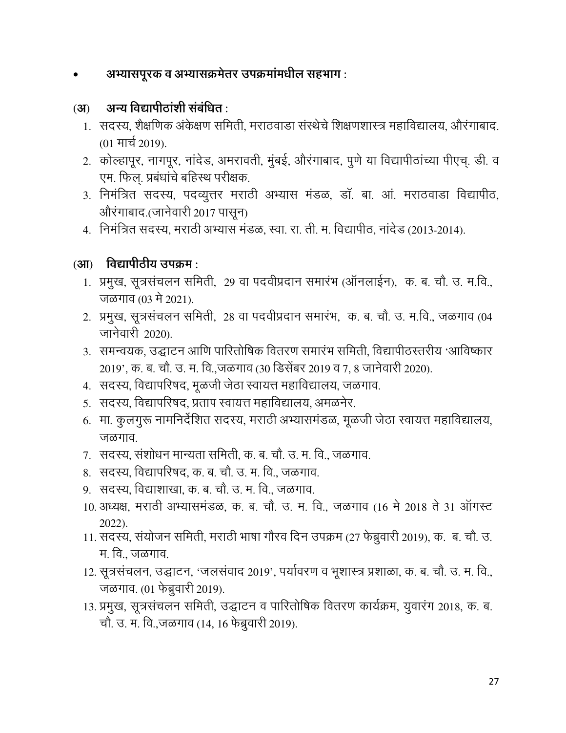- **अभ्यासपूरक व अभ्यासक्रमेतर उपक्रमांमधील सहभाग :**

**(अ) अन्य विद्यापीठांशी संबंधित :**

1. सदस्य, शैक्षणिक अंकेक्षण समिती, मराठवाडा संस्थेचे शिक्षणशास्त्र महाविद्यालय, औरंगाबाद. (01 मार्च 2019).
2. कोल्हापूर, नागपूर, नांदेड, अमरावती, मुंबई, औरंगाबाद, पुणे या विद्यापीठांच्या पीएच्. डी. व एम. फिल्. प्रबंधांचे बहिस्थ परीक्षक.
3. निमंत्रित सदस्य, पदव्युत्तर मराठी अभ्यास मंडळ, डॉ. बा. आं. मराठवाडा विद्यापीठ, औरंगाबाद.(जानेवारी 2017 पासून)
4. निमंत्रित सदस्य, मराठी अभ्यास मंडळ, स्वा. रा. ती. म. विद्यापीठ, नांदेड (2013-2014).

**(आ) विद्यापीठीय उपक्रम :**

1. प्रमुख, सूत्रसंचलन समिती, 29 वा पदवीप्रदान समारंभ (ऑनलाईन), क. ब. चौ. उ. म.वि., जळगाव (03 मे 2021).
2. प्रमुख, सूत्रसंचलन समिती, 28 वा पदवीप्रदान समारंभ, क. ब. चौ. उ. म.वि., जळगाव (04 जानेवारी 2020).
3. समन्वयक, उद्घाटन आणि पारितोषिक वितरण समारंभ समिती, विद्यापीठस्तरीय 'आविष्कार 2019', क. ब. चौ. उ. म. वि.,जळगाव (30 डिसेंबर 2019 व 7, 8 जानेवारी 2020).
4. सदस्य, विद्यापरिषद, मूळजी जेठा स्वायत्त महाविद्यालय, जळगाव.
5. सदस्य, विद्यापरिषद, प्रताप स्वायत्त महाविद्यालय, अमळनेर.
6. मा. कुलगुरू नामनिर्देशित सदस्य, मराठी अभ्यासमंडळ, मूळजी जेठा स्वायत्त महाविद्यालय, जळगाव.
7. सदस्य, संशोधन मान्यता समिती, क. ब. चौ. उ. म. वि., जळगाव.
8. सदस्य, विद्यापरिषद, क. ब. चौ. उ. म. वि., जळगाव.
9. सदस्य, विद्याशाखा, क. ब. चौ. उ. म. वि., जळगाव.
10. अध्यक्ष, मराठी अभ्यासमंडळ, क. ब. चौ. उ. म. वि., जळगाव (16 मे 2018 ते 31 ऑगस्ट 2022).
11. सदस्य, संयोजन समिती, मराठी भाषा गौरव दिन उपक्रम (27 फेब्रुवारी 2019), क. ब. चौ. उ. म. वि., जळगाव.
12. सूत्रसंचलन, उद्घाटन, 'जलसंवाद 2019', पर्यावरण व भूशास्त्र प्रशाळा, क. ब. चौ. उ. म. वि., जळगाव. (01 फेब्रुवारी 2019).
13. प्रमुख, सूत्रसंचलन समिती, उद्घाटन व पारितोषिक वितरण कार्यक्रम, युवारंग 2018, क. ब. चौ. उ. म. वि.,जळगाव (14, 16 फेब्रुवारी 2019).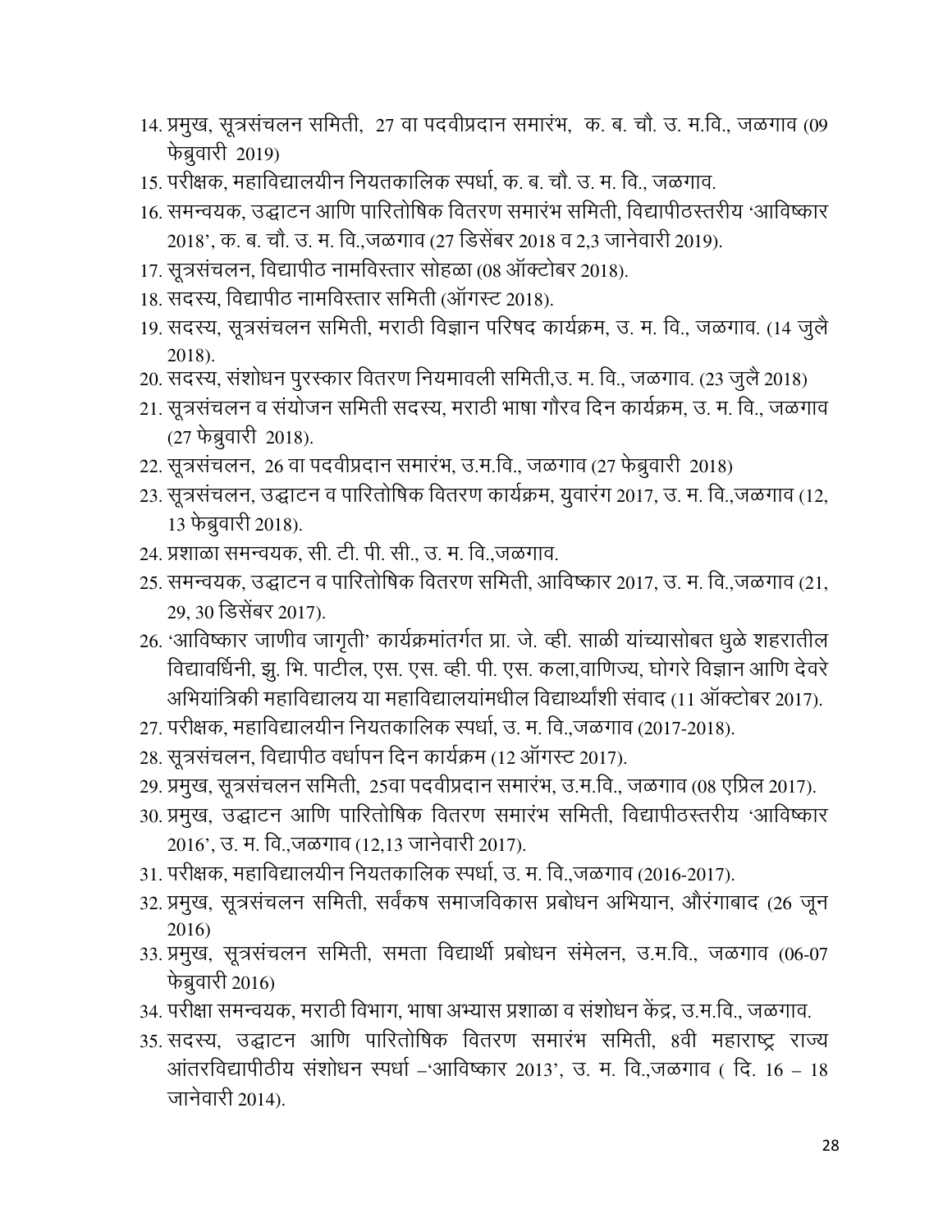14. प्रमुख, सूत्रसंचलन समिती, 27 वा पदवीप्रदान समारंभ, क. ब. चौ. उ. म.वि., जळगाव (09 फेब्रुवारी 2019)
15. परीक्षक, महाविद्यालयीन नियतकालिक स्पर्धा, क. ब. चौ. उ. म. वि., जळगाव.
16. समन्वयक, उद्घाटन आणि पारितोषिक वितरण समारंभ समिती, विद्यापीठस्तरीय 'आविष्कार 2018', क. ब. चौ. उ. म. वि.,जळगाव (27 डिसेंबर 2018 व 2,3 जानेवारी 2019).
17. सूत्रसंचलन, विद्यापीठ नामविस्तार सोहळा (08 ऑक्टोबर 2018).
18. सदस्य, विद्यापीठ नामविस्तार समिती (ऑगस्ट 2018).
19. सदस्य, सूत्रसंचलन समिती, मराठी विज्ञान परिषद कार्यक्रम, उ. म. वि., जळगाव. (14 जुलै 2018).
20. सदस्य, संशोधन पुरस्कार वितरण नियमावली समिती,उ. म. वि., जळगाव. (23 जुलै 2018)
21. सूत्रसंचलन व संयोजन समिती सदस्य, मराठी भाषा गौरव दिन कार्यक्रम, उ. म. वि., जळगाव (27 फेब्रुवारी 2018).
22. सूत्रसंचलन, 26 वा पदवीप्रदान समारंभ, उ.म.वि., जळगाव (27 फेब्रुवारी 2018)
23. सूत्रसंचलन, उद्घाटन व पारितोषिक वितरण कार्यक्रम, युवारंग 2017, उ. म. वि.,जळगाव (12, 13 फेब्रुवारी 2018).
24. प्रशाळा समन्वयक, सी. टी. पी. सी., उ. म. वि.,जळगाव.
25. समन्वयक, उद्घाटन व पारितोषिक वितरण समिती, आविष्कार 2017, उ. म. वि.,जळगाव (21, 29, 30 डिसेंबर 2017).
26. 'आविष्कार जाणीव जागृती' कार्यक्रमांतर्गत प्रा. जे. व्ही. साळी यांच्यासोबत धुळे शहरातील विद्यावर्धिनी, झु. भि. पाटील, एस. एस. व्ही. पी. एस. कला,वाणिज्य, घोगरे विज्ञान आणि देवरे अभियांत्रिकी महाविद्यालय या महाविद्यालयांमधील विद्यार्थ्यांशी संवाद (11 ऑक्टोबर 2017).
27. परीक्षक, महाविद्यालयीन नियतकालिक स्पर्धा, उ. म. वि.,जळगाव (2017-2018).
28. सूत्रसंचलन, विद्यापीठ वर्धापन दिन कार्यक्रम (12 ऑगस्ट 2017).
29. प्रमुख, सूत्रसंचलन समिती, 25वा पदवीप्रदान समारंभ, उ.म.वि., जळगाव (08 एप्रिल 2017).
30. प्रमुख, उद्घाटन आणि पारितोषिक वितरण समारंभ समिती, विद्यापीठस्तरीय 'आविष्कार 2016', उ. म. वि.,जळगाव (12,13 जानेवारी 2017).
31. परीक्षक, महाविद्यालयीन नियतकालिक स्पर्धा, उ. म. वि.,जळगाव (2016-2017).
32. प्रमुख, सूत्रसंचलन समिती, सर्वंकष समाजविकास प्रबोधन अभियान, औरंगाबाद (26 जून 2016)
33. प्रमुख, सूत्रसंचलन समिती, समता विद्यार्थी प्रबोधन संमेलन, उ.म.वि., जळगाव (06-07 फेब्रुवारी 2016)
34. परीक्षा समन्वयक, मराठी विभाग, भाषा अभ्यास प्रशाळा व संशोधन केंद्र, उ.म.वि., जळगाव.
35. सदस्य, उद्घाटन आणि पारितोषिक वितरण समारंभ समिती, 8वी महाराष्ट्र राज्य आंतरविद्यापीठीय संशोधन स्पर्धा –'आविष्कार 2013', उ. म. वि.,जळगाव ( दि. 16 – 18 जानेवारी 2014).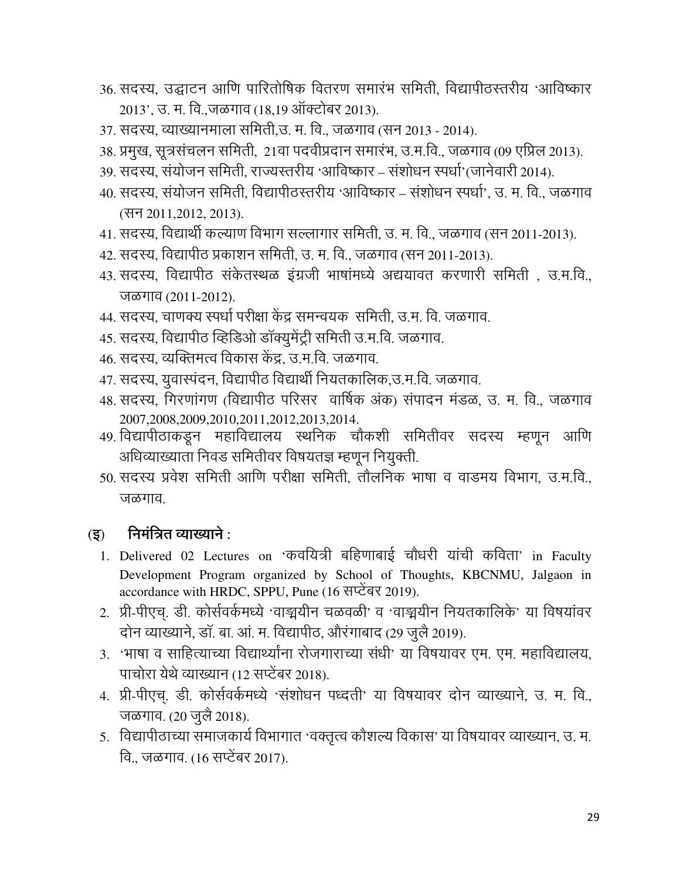36. सदस्य, उद्धाटन आणि पारितोषिक वितरण समारंभ समिती, विद्यापीठस्तरीय 'आविष्कार 2013', उ. म. वि.,जळगाव (18,19 ऑक्टोबर 2013).
37. सदस्य, व्याख्यानमाला समिती,उ. म. वि., जळगाव (सन 2013 - 2014).
38. प्रमुख, सूत्रसंचलन समिती, 21वा पदवीप्रदान समारंभ, उ.म.वि., जळगाव (09 एप्रिल 2013).
39. सदस्य, संयोजन समिती, राज्यस्तरीय 'आविष्कार – संशोधन स्पर्धा'(जानेवारी 2014).
40. सदस्य, संयोजन समिती, विद्यापीठस्तरीय 'आविष्कार – संशोधन स्पर्धा', उ. म. वि., जळगाव (सन 2011,2012, 2013).
41. सदस्य, विद्यार्थी कल्याण विभाग सल्लागार समिती, उ. म. वि., जळगाव (सन 2011-2013).
42. सदस्य, विद्यापीठ प्रकाशन समिती, उ. म. वि., जळगाव (सन 2011-2013).
43. सदस्य, विद्यापीठ संकेतस्थळ इंग्रजी भाषांमध्ये अद्ययावत करणारी समिती , उ.म.वि., जळगाव (2011-2012).
44. सदस्य, चाणक्य स्पर्धा परीक्षा केंद्र समन्वयक समिती, उ.म. वि. जळगाव.
45. सदस्य, विद्यापीठ व्हिडिओ डॉक्युमेंट्री समिती उ.म.वि. जळगाव.
46. सदस्य, व्यक्तिमत्व विकास केंद्र, उ.म.वि. जळगाव.
47. सदस्य, युवास्पंदन, विद्यापीठ विद्यार्थी नियतकालिक,उ.म.वि. जळगाव.
48. सदस्य, गिरणांगण (विद्यापीठ परिसर वार्षिक अंक) संपादन मंडळ, उ. म. वि., जळगाव 2007,2008,2009,2010,2011,2012,2013,2014.
49. विद्यापीठाकडून महाविद्यालय स्थनिक चौकशी समितीवर सदस्य म्हणून आणि अधिव्याख्याता निवड समितीवर विषयतज्ञ म्हणून नियुक्ती.
50. सदस्य प्रवेश समिती आणि परीक्षा समिती, तौलनिक भाषा व वाङमय विभाग, उ.म.वि., जळगाव.

### (इ) निमंत्रित व्याख्याने :

1. Delivered 02 Lectures on 'कवयित्री बहिणाबाई चौधरी यांची कविता' in Faculty Development Program organized by School of Thoughts, KBCNMU, Jalgaon in accordance with HRDC, SPPU, Pune (16 सप्टेंबर 2019).
2. प्री-पीएच्. डी. कोर्सवर्कमध्ये 'वाङ्मयीन चळवळी' व 'वाङ्मयीन नियतकालिके' या विषयांवर दोन व्याख्याने, डॉ. बा. आं. म. विद्यापीठ, औरंगाबाद (29 जुलै 2019).
3. 'भाषा व साहित्याच्या विद्यार्थ्यांना रोजगाराच्या संधी' या विषयावर एम. एम. महाविद्यालय, पाचोरा येथे व्याख्यान (12 सप्टेंबर 2018).
4. प्री-पीएच्. डी. कोर्सवर्कमध्ये 'संशोधन पध्दती' या विषयावर दोन व्याख्याने, उ. म. वि., जळगाव. (20 जुलै 2018).
5. विद्यापीठाच्या समाजकार्य विभागात 'वक्तृत्व कौशल्य विकास' या विषयावर व्याख्यान, उ. म. वि., जळगाव. (16 सप्टेंबर 2017).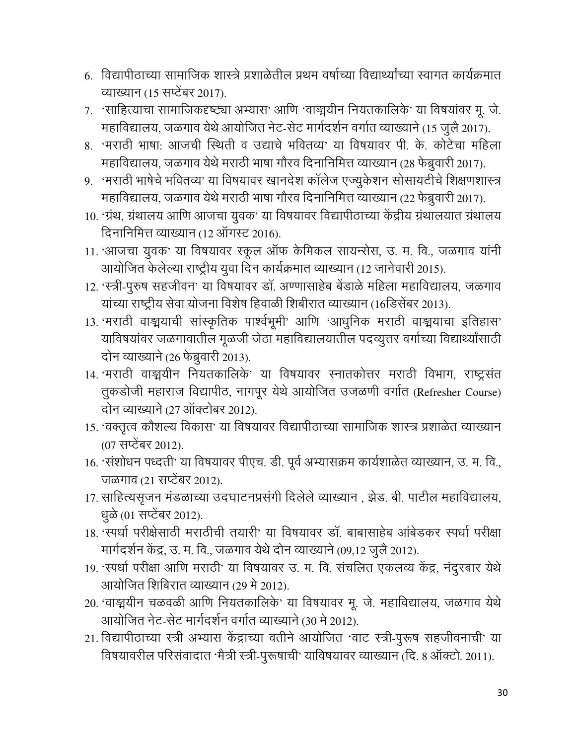6. विद्यापीठाच्या सामाजिक शास्त्रे प्रशाळेतील प्रथम वर्षाच्या विद्यार्थ्यांच्या स्वागत कार्यक्रमात व्याख्यान (15 सप्टेंबर 2017).
7. ‘साहित्याचा सामाजिकदृष्ट्या अभ्यास’ आणि ‘वाङ्मयीन नियतकालिके’ या विषयांवर मू. जे. महाविद्यालय, जळगाव येथे आयोजित नेट-सेट मार्गदर्शन वर्गात व्याख्याने (15 जुलै 2017).
8. ‘मराठी भाषा: आजची स्थिती व उद्याचे भवितव्य’ या विषयावर पी. के. कोटेचा महिला महाविद्यालय, जळगाव येथे मराठी भाषा गौरव दिनानिमित्त व्याख्यान (28 फेब्रुवारी 2017).
9. ‘मराठी भाषेचे भवितव्य’ या विषयावर खानदेश कॉलेज एज्युकेशन सोसायटीचे शिक्षणशास्त्र महाविद्यालय, जळगाव येथे मराठी भाषा गौरव दिनानिमित्त व्याख्यान (22 फेब्रुवारी 2017).
10. ‘ग्रंथ, ग्रंथालय आणि आजचा युवक’ या विषयावर विद्यापीठाच्या केंद्रीय ग्रंथालयात ग्रंथालय दिनानिमित्त व्याख्यान (12 ऑगस्ट 2016).
11. ‘आजचा युवक’ या विषयावर स्कूल ऑफ केमिकल सायन्सेस, उ. म. वि., जळगाव यांनी आयोजित केलेल्या राष्ट्रीय युवा दिन कार्यक्रमात व्याख्यान (12 जानेवारी 2015).
12. ‘स्त्री-पुरुष सहजीवन’ या विषयावर डॉ. अण्णासाहेब बेंडाळे महिला महाविद्यालय, जळगाव यांच्या राष्ट्रीय सेवा योजना विशेष हिवाळी शिबीरात व्याख्यान (16डिसेंबर 2013).
13. ‘मराठी वाङ्मयाची सांस्कृतिक पार्श्वभूमी’ आणि ‘आधुनिक मराठी वाङ्मयाचा इतिहास’ याविषयांवर जळगावातील मूळजी जेठा महाविद्यालयातील पदव्युत्तर वर्गाच्या विद्यार्थ्यांसाठी दोन व्याख्याने (26 फेब्रुवारी 2013).
14. ‘मराठी वाङ्मयीन नियतकालिके’ या विषयावर स्नातकोत्तर मराठी विभाग, राष्ट्रसंत तुकडोजी महाराज विद्यापीठ, नागपूर येथे आयोजित उजळणी वर्गात (Refresher Course) दोन व्याख्याने (27 ऑक्टोबर 2012).
15. ‘वक्तृत्व कौशल्य विकास’ या विषयावर विद्यापीठाच्या सामाजिक शास्त्र प्रशाळेत व्याख्यान (07 सप्टेंबर 2012).
16. ‘संशोधन पध्दती’ या विषयावर पीएच. डी. पूर्व अभ्यासक्रम कार्यशाळेत व्याख्यान, उ. म. वि., जळगाव (21 सप्टेंबर 2012).
17. साहित्यसृजन मंडळाच्या उदघाटनप्रसंगी दिलेले व्याख्यान , झेड. बी. पाटील महाविद्यालय, धुळे (01 सप्टेंबर 2012).
18. ‘स्पर्धा परीक्षेसाठी मराठीची तयारी’ या विषयावर डॉ. बाबासाहेब आंबेडकर स्पर्धा परीक्षा मार्गदर्शन केंद्र, उ. म. वि., जळगाव येथे दोन व्याख्याने (09,12 जुलै 2012).
19. ‘स्पर्धा परीक्षा आणि मराठी’ या विषयावर उ. म. वि. संचलित एकलव्य केंद्र, नंदुरबार येथे आयोजित शिबिरात व्याख्यान (29 मे 2012).
20. ‘वाङ्मयीन चळवळी आणि नियतकालिके’ या विषयावर मू. जे. महाविद्यालय, जळगाव येथे आयोजित नेट-सेट मार्गदर्शन वर्गात व्याख्याने (30 मे 2012).
21. विद्यापीठाच्या स्त्री अभ्यास केंद्राच्या वतीने आयोजित ‘वाट स्त्री-पुरूष सहजीवनाची’ या विषयावरील परिसंवादात ‘मैत्री स्त्री-पुरूषाची’ याविषयावर व्याख्यान (दि. 8 ऑक्टो. 2011).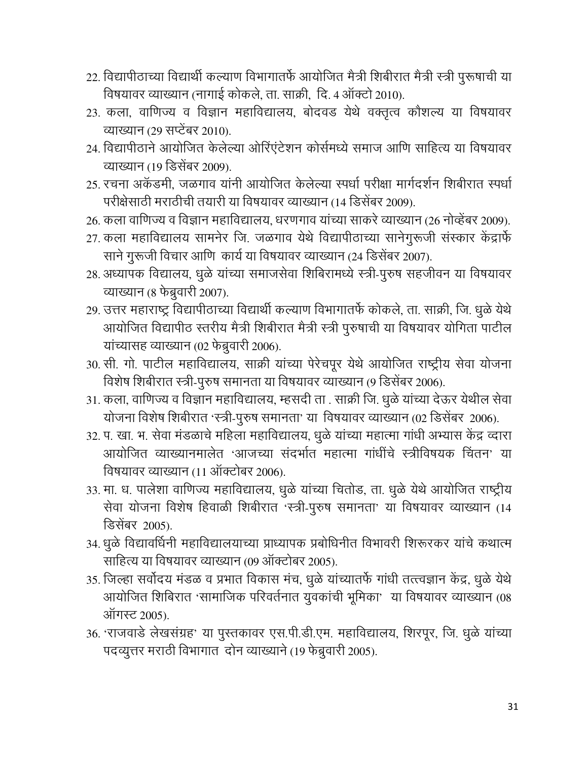22. विद्यापीठाच्या विद्यार्थी कल्याण विभागातर्फे आयोजित मैत्री शिबीरात मैत्री स्त्री पुरूषाची या विषयावर व्याख्यान (नागाई कोकले, ता. साक्री, दि. 4 ऑक्टो 2010).
23. कला, वाणिज्य व विज्ञान महाविद्यालय, बोदवड येथे वक्तृत्व कौशल्य या विषयावर व्याख्यान (29 सप्टेंबर 2010).
24. विद्यापीठाने आयोजित केलेल्या ओरिएंटेशन कोर्समध्ये समाज आणि साहित्य या विषयावर व्याख्यान (19 डिसेंबर 2009).
25. रचना अकॅडमी, जळगाव यांनी आयोजित केलेल्या स्पर्धा परीक्षा मार्गदर्शन शिबीरात स्पर्धा परीक्षेसाठी मराठीची तयारी या विषयावर व्याख्यान (14 डिसेंबर 2009).
26. कला वाणिज्य व विज्ञान महाविद्यालय, धरणगाव यांच्या साकरे व्याख्यान (26 नोव्हेंबर 2009).
27. कला महाविद्यालय सामनेर जि. जळगाव येथे विद्यापीठाच्या सानेगुरूजी संस्कार केंद्रार्फे साने गुरूजी विचार आणि कार्य या विषयावर व्याख्यान (24 डिसेंबर 2007).
28. अध्यापक विद्यालय, धुळे यांच्या समाजसेवा शिबिरामध्ये स्त्री-पुरुष सहजीवन या विषयावर व्याख्यान (8 फेब्रुवारी 2007).
29. उत्तर महाराष्ट्र विद्यापीठाच्या विद्यार्थी कल्याण विभागातर्फे कोकले, ता. साक्री, जि. धुळे येथे आयोजित विद्यापीठ स्तरीय मैत्री शिबीरात मैत्री स्त्री पुरुषाची या विषयावर योगिता पाटील यांच्यासह व्याख्यान (02 फेब्रुवारी 2006).
30. सी. गो. पाटील महाविद्यालय, साक्री यांच्या पेरेचपूर येथे आयोजित राष्ट्रीय सेवा योजना विशेष शिबीरात स्त्री-पुरुष समानता या विषयावर व्याख्यान (9 डिसेंबर 2006).
31. कला, वाणिज्य व विज्ञान महाविद्यालय, म्हसदी ता . साक्री जि. धुळे यांच्या देऊर येथील सेवा योजना विशेष शिबीरात 'स्त्री-पुरुष समानता' या विषयावर व्याख्यान (02 डिसेंबर 2006).
32. प. खा. भ. सेवा मंडळाचे महिला महाविद्यालय, धुळे यांच्या महात्मा गांधी अभ्यास केंद्र व्दारा आयोजित व्याख्यानमालेत 'आजच्या संदर्भात महात्मा गांधींचे स्त्रीविषयक चिंतन' या विषयावर व्याख्यान (11 ऑक्टोबर 2006).
33. मा. ध. पालेशा वाणिज्य महाविद्यालय, धुळे यांच्या चितोड, ता. धुळे येथे आयोजित राष्ट्रीय सेवा योजना विशेष हिवाळी शिबीरात 'स्त्री-पुरुष समानता' या विषयावर व्याख्यान (14 डिसेंबर 2005).
34. धुळे विद्यावर्धिनी महाविद्यालयाच्या प्राध्यापक प्रबोधिनीत विभावरी शिरूरकर यांचे कथात्म साहित्य या विषयावर व्याख्यान (09 ऑक्टोबर 2005).
35. जिल्हा सर्वोदय मंडळ व प्रभात विकास मंच, धुळे यांच्यातर्फे गांधी तत्त्वज्ञान केंद्र, धुळे येथे आयोजित शिबिरात 'सामाजिक परिवर्तनात युवकांची भूमिका' या विषयावर व्याख्यान (08 ऑगस्ट 2005).
36. 'राजवाडे लेखसंग्रह' या पुस्तकावर एस.पी.डी.एम. महाविद्यालय, शिरपूर, जि. धुळे यांच्या पदव्युत्तर मराठी विभागात दोन व्याख्याने (19 फेब्रुवारी 2005).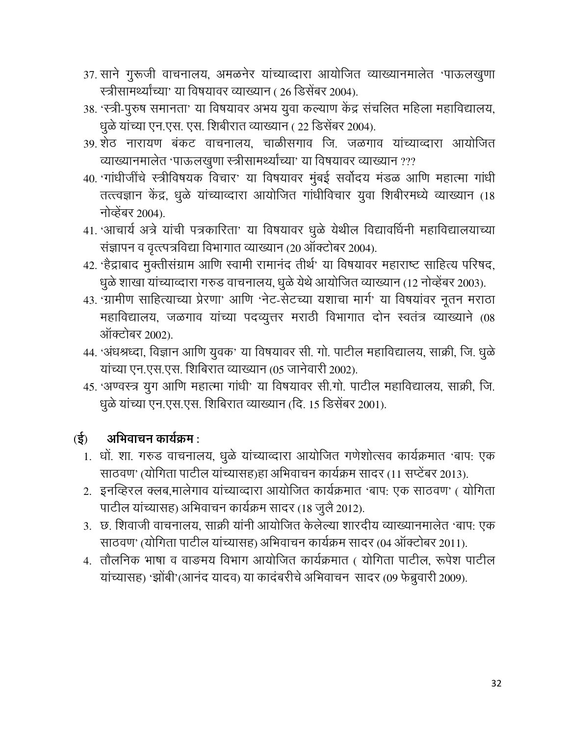37. साने गुरूजी वाचनालय, अमळनेर यांच्याव्दारा आयोजित व्याख्यानमालेत 'पाऊलखुणा स्त्रीसामर्थ्यांच्या' या विषयावर व्याख्यान ( 26 डिसेंबर 2004).
38. 'स्त्री-पुरुष समानता' या विषयावर अभय युवा कल्याण केंद्र संचलित महिला महाविद्यालय, धुळे यांच्या एन.एस. एस. शिबीरात व्याख्यान ( 22 डिसेंबर 2004).
39. शेठ नारायण बंकट वाचनालय, चाळीसगाव जि. जळगाव यांच्याव्दारा आयोजित व्याख्यानमालेत 'पाऊलखुणा स्त्रीसामर्थ्यांच्या' या विषयावर व्याख्यान ???
40. 'गांधीजींचे स्त्रीविषयक विचार' या विषयावर मुंबई सर्वोदय मंडळ आणि महात्मा गांधी तत्त्वज्ञान केंद्र, धुळे यांच्याव्दारा आयोजित गांधीविचार युवा शिबीरमध्ये व्याख्यान (18 नोव्हेंबर 2004).
41. 'आचार्य अत्रे यांची पत्रकारिता' या विषयावर धुळे येथील विद्यावर्धिनी महाविद्यालयाच्या संज्ञापन व वृत्तपत्रविद्या विभागात व्याख्यान (20 ऑक्टोबर 2004).
42. 'हैद्राबाद मुक्तीसंग्राम आणि स्वामी रामानंद तीर्थ' या विषयावर महाराष्ट साहित्य परिषद, धुळे शाखा यांच्याव्दारा गरुड वाचनालय, धुळे येथे आयोजित व्याख्यान (12 नोव्हेंबर 2003).
43. 'ग्रामीण साहित्याच्या प्रेरणा' आणि 'नेट-सेटच्या यशाचा मार्ग' या विषयांवर नूतन मराठा महाविद्यालय, जळगाव यांच्या पदव्युत्तर मराठी विभागात दोन स्वतंत्र व्याख्याने (08 ऑक्टोबर 2002).
44. 'अंधश्रध्दा, विज्ञान आणि युवक' या विषयावर सी. गो. पाटील महाविद्यालय, साक्री, जि. धुळे यांच्या एन.एस.एस. शिबिरात व्याख्यान (05 जानेवारी 2002).
45. 'अण्वस्त्र युग आणि महात्मा गांधी' या विषयावर सी.गो. पाटील महाविद्यालय, साक्री, जि. धुळे यांच्या एन.एस.एस. शिबिरात व्याख्यान (दि. 15 डिसेंबर 2001).

### (ई) अभिवाचन कार्यक्रम :

1. धों. शा. गरुड वाचनालय, धुळे यांच्याव्दारा आयोजित गणेशोत्सव कार्यक्रमात 'बाप: एक साठवण' (योगिता पाटील यांच्यासह)हा अभिवाचन कार्यक्रम सादर (11 सप्टेंबर 2013).
2. इनव्हिरल क्लब,मालेगाव यांच्याव्दारा आयोजित कार्यक्रमात 'बाप: एक साठवण' ( योगिता पाटील यांच्यासह) अभिवाचन कार्यक्रम सादर (18 जुलै 2012).
3. छ. शिवाजी वाचनालय, साक्री यांनी आयोजित केलेल्या शारदीय व्याख्यानमालेत 'बाप: एक साठवण' (योगिता पाटील यांच्यासह) अभिवाचन कार्यक्रम सादर (04 ऑक्टोबर 2011).
4. तौलनिक भाषा व वाङमय विभाग आयोजित कार्यक्रमात ( योगिता पाटील, रूपेश पाटील यांच्यासह) 'झोंबी'(आनंद यादव) या कादंबरीचे अभिवाचन सादर (09 फेब्रुवारी 2009).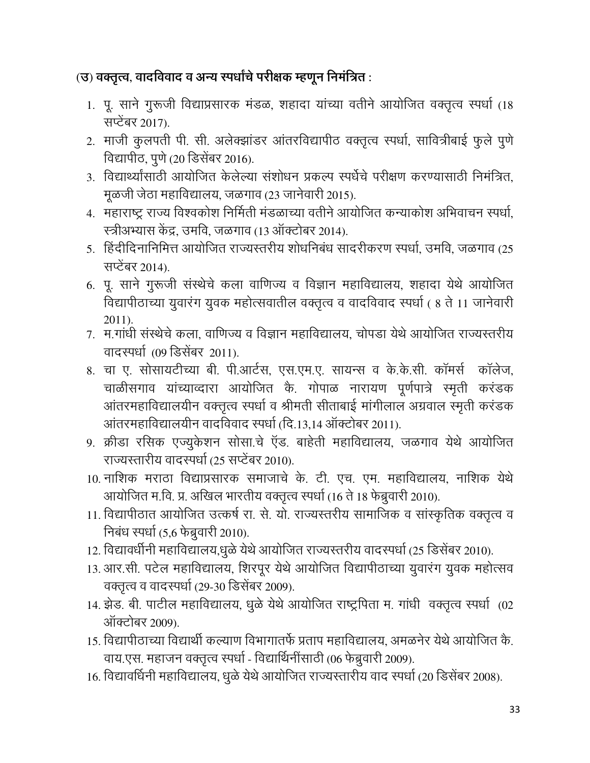**(उ) वक्तृत्व, वादविवाद व अन्य स्पर्धांचे परीक्षक म्हणून निमंत्रित :**

1. पू. साने गुरूजी विद्याप्रसारक मंडळ, शहादा यांच्या वतीने आयोजित वक्तृत्व स्पर्धा (18 सप्टेंबर 2017).
2. माजी कुलपती पी. सी. अलेक्झांडर आंतरविद्यापीठ वक्तृत्व स्पर्धा, सावित्रीबाई फुले पुणे विद्यापीठ, पुणे (20 डिसेंबर 2016).
3. विद्यार्थ्यांसाठी आयोजित केलेल्या संशोधन प्रकल्प स्पर्धेचे परीक्षण करण्यासाठी निमंत्रित, मूळजी जेठा महाविद्यालय, जळगाव (23 जानेवारी 2015).
4. महाराष्ट्र राज्य विश्वकोश निर्मिती मंडळाच्या वतीने आयोजित कन्याकोश अभिवाचन स्पर्धा, स्त्रीअभ्यास केंद्र, उमवि, जळगाव (13 ऑक्टोबर 2014).
5. हिंदीदिनानिमित्त आयोजित राज्यस्तरीय शोधनिबंध सादरीकरण स्पर्धा, उमवि, जळगाव (25 सप्टेंबर 2014).
6. पू. साने गुरूजी संस्थेचे कला वाणिज्य व विज्ञान महाविद्यालय, शहादा येथे आयोजित विद्यापीठाच्या युवारंग युवक महोत्सवातील वक्तृत्व व वादविवाद स्पर्धा ( 8 ते 11 जानेवारी 2011).
7. म.गांधी संस्थेचे कला, वाणिज्य व विज्ञान महाविद्यालय, चोपडा येथे आयोजित राज्यस्तरीय वादस्पर्धा (09 डिसेंबर 2011).
8. चा ए. सोसायटीच्या बी. पी.आर्टस, एस.एम.ए. सायन्स व के.के.सी. कॉमर्स कॉलेज, चाळीसगाव यांच्याव्दारा आयोजित कै. गोपाळ नारायण पूर्णपात्रे स्मृती करंडक आंतरमहाविद्यालयीन वक्तृत्व स्पर्धा व श्रीमती सीताबाई मांगीलाल अग्रवाल स्मृती करंडक आंतरमहाविद्यालयीन वादविवाद स्पर्धा (दि.13,14 ऑक्टोबर 2011).
9. क्रीडा रसिक एज्युकेशन सोसा.चे ॲड. बाहेती महाविद्यालय, जळगाव येथे आयोजित राज्यस्तारीय वादस्पर्धा (25 सप्टेंबर 2010).
10. नाशिक मराठा विद्याप्रसारक समाजाचे के. टी. एच. एम. महाविद्यालय, नाशिक येथे आयोजित म.वि. प्र. अखिल भारतीय वक्तृत्व स्पर्धा (16 ते 18 फेब्रुवारी 2010).
11. विद्यापीठात आयोजित उत्कर्ष रा. से. यो. राज्यस्तरीय सामाजिक व सांस्कृतिक वक्तृत्व व निबंध स्पर्धा (5,6 फेब्रुवारी 2010).
12. विद्यावर्धीनी महाविद्यालय,धुळे येथे आयोजित राज्यस्तरीय वादस्पर्धा (25 डिसेंबर 2010).
13. आर.सी. पटेल महाविद्यालय, शिरपूर येथे आयोजित विद्यापीठाच्या युवारंग युवक महोत्सव वक्तृत्व व वादस्पर्धा (29-30 डिसेंबर 2009).
14. झेड. बी. पाटील महाविद्यालय, धुळे येथे आयोजित राष्ट्रपिता म. गांधी वक्तृत्व स्पर्धा (02 ऑक्टोबर 2009).
15. विद्यापीठाच्या विद्यार्थी कल्याण विभागातर्फे प्रताप महाविद्यालय, अमळनेर येथे आयोजित कै. वाय.एस. महाजन वक्तृत्व स्पर्धा - विद्यार्थिनींसाठी (06 फेब्रुवारी 2009).
16. विद्यावर्धिनी महाविद्यालय, धुळे येथे आयोजित राज्यस्तारीय वाद स्पर्धा (20 डिसेंबर 2008).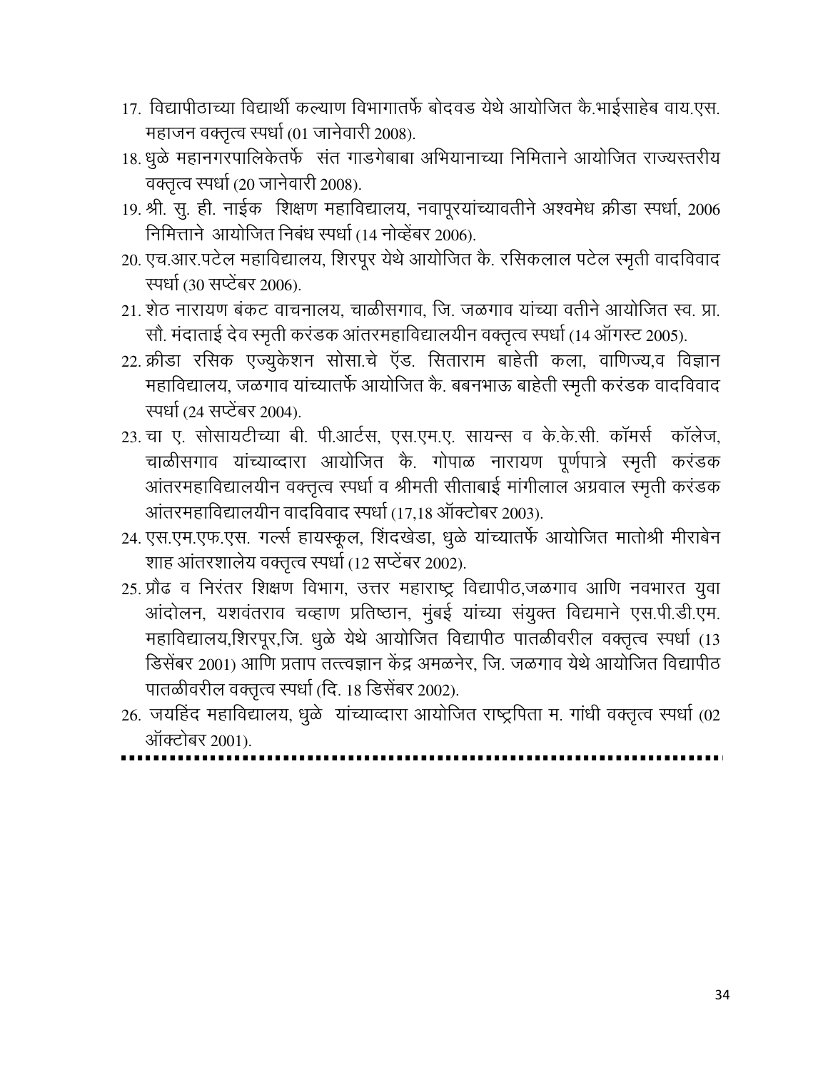17. विद्यापीठाच्या विद्यार्थी कल्याण विभागातर्फे बोदवड येथे आयोजित कै.भाईसाहेब वाय.एस. महाजन वक्तृत्व स्पर्धा (01 जानेवारी 2008).
18. धुळे महानगरपालिकेतर्फे संत गाडगेबाबा अभियानाच्या निमिताने आयोजित राज्यस्तरीय वक्तृत्व स्पर्धा (20 जानेवारी 2008).
19. श्री. सु. ही. नाईक शिक्षण महाविद्यालय, नवापूरयांच्यावतीने अश्वमेध क्रीडा स्पर्धा, 2006 निमित्ताने आयोजित निबंध स्पर्धा (14 नोव्हेंबर 2006).
20. एच.आर.पटेल महाविद्यालय, शिरपूर येथे आयोजित कै. रसिकलाल पटेल स्मृती वादविवाद स्पर्धा (30 सप्टेंबर 2006).
21. शेठ नारायण बंकट वाचनालय, चाळीसगाव, जि. जळगाव यांच्या वतीने आयोजित स्व. प्रा. सौ. मंदाताई देव स्मृती करंडक आंतरमहाविद्यालयीन वक्तृत्व स्पर्धा (14 ऑगस्ट 2005).
22. क्रीडा रसिक एज्युकेशन सोसा.चे ॲड. सिताराम बाहेती कला, वाणिज्य,व विज्ञान महाविद्यालय, जळगाव यांच्यातर्फे आयोजित कै. बबनभाऊ बाहेती स्मृती करंडक वादविवाद स्पर्धा (24 सप्टेंबर 2004).
23. चा ए. सोसायटीच्या बी. पी.आर्टस, एस.एम.ए. सायन्स व के.के.सी. कॉमर्स कॉलेज, चाळीसगाव यांच्याव्दारा आयोजित कै. गोपाळ नारायण पूर्णपात्रे स्मृती करंडक आंतरमहाविद्यालयीन वक्तृत्व स्पर्धा व श्रीमती सीताबाई मांगीलाल अग्रवाल स्मृती करंडक आंतरमहाविद्यालयीन वादविवाद स्पर्धा (17,18 ऑक्टोबर 2003).
24. एस.एम.एफ.एस. गर्ल्स हायस्कूल, शिंदखेडा, धुळे यांच्यातर्फे आयोजित मातोश्री मीराबेन शाह आंतरशालेय वक्तृत्व स्पर्धा (12 सप्टेंबर 2002).
25. प्रौढ व निरंतर शिक्षण विभाग, उत्तर महाराष्ट्र विद्यापीठ,जळगाव आणि नवभारत युवा आंदोलन, यशवंतराव चव्हाण प्रतिष्ठान, मुंबई यांच्या संयुक्त विद्यमाने एस.पी.डी.एम. महाविद्यालय,शिरपूर,जि. धुळे येथे आयोजित विद्यापीठ पातळीवरील वक्तृत्व स्पर्धा (13 डिसेंबर 2001) आणि प्रताप तत्त्वज्ञान केंद्र अमळनेर, जि. जळगाव येथे आयोजित विद्यापीठ पातळीवरील वक्तृत्व स्पर्धा (दि. 18 डिसेंबर 2002).
26. जयहिंद महाविद्यालय, धुळे यांच्याव्दारा आयोजित राष्ट्रपिता म. गांधी वक्तृत्व स्पर्धा (02 ऑक्टोबर 2001).